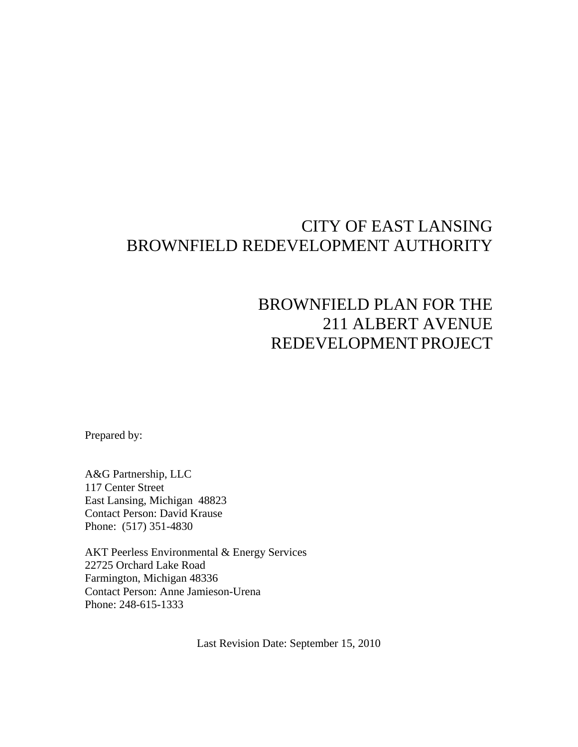# CITY OF EAST LANSING
# BROWNFIELD REDEVELOPMENT AUTHORITY

## BROWNFIELD PLAN FOR THE 211 ALBERT AVENUE REDEVELOPMENT PROJECT

Prepared by:

A&G Partnership, LLC
117 Center Street
East Lansing, Michigan 48823
Contact Person: David Krause
Phone: (517) 351-4830

AKT Peerless Environmental & Energy Services
22725 Orchard Lake Road
Farmington, Michigan 48336
Contact Person: Anne Jamieson-Urena
Phone: 248-615-1333

Last Revision Date: September 15, 2010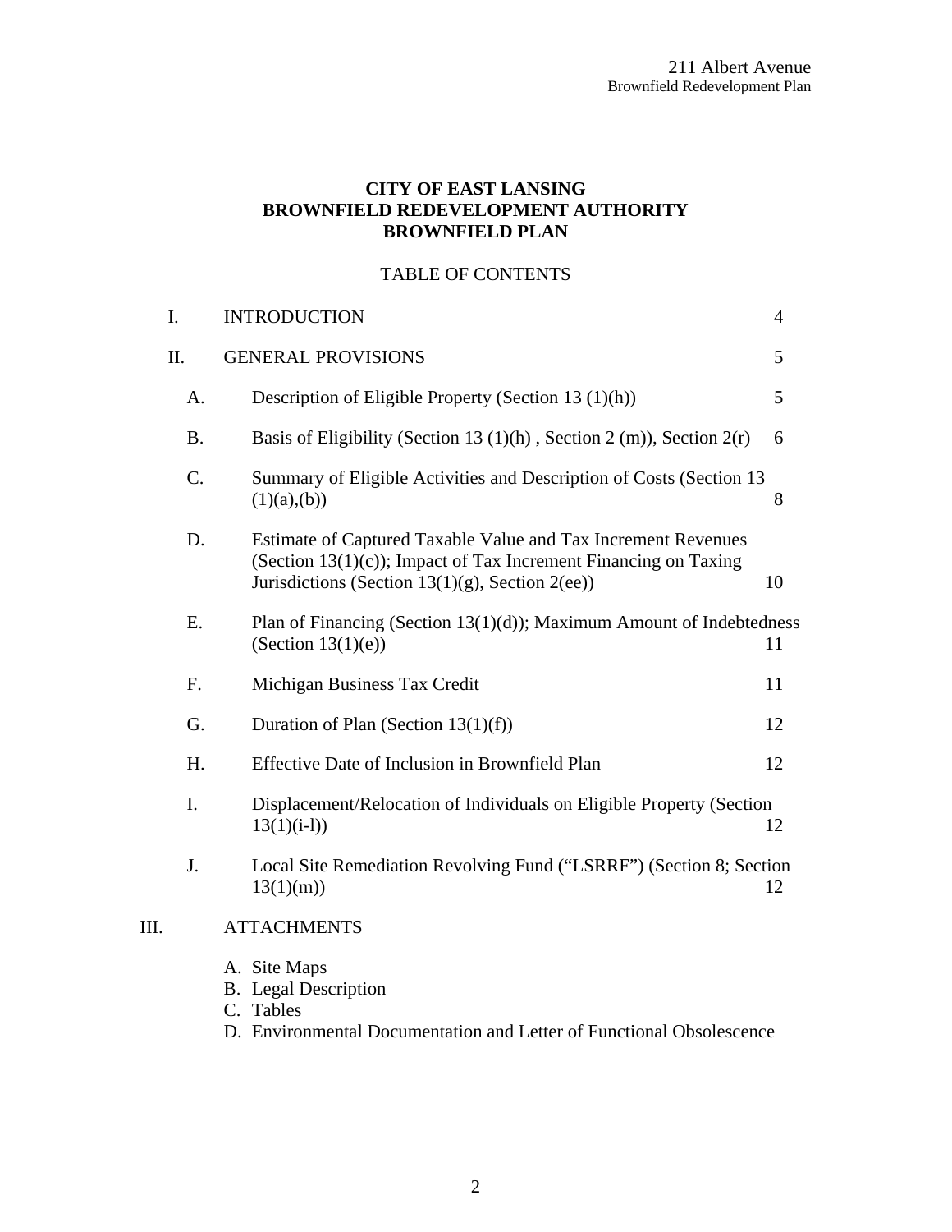**CITY OF EAST LANSING**
**BROWNFIELD REDEVELOPMENT AUTHORITY**
**BROWNFIELD PLAN**

TABLE OF CONTENTS

| | | | |
|---|---|---|---|
| I. | INTRODUCTION | | 4 |
| II. | GENERAL PROVISIONS | | 5 |
| | A. | Description of Eligible Property (Section 13 (1)(h)) | 5 |
| | B. | Basis of Eligibility (Section 13 (1)(h) , Section 2 (m)), Section 2(r) | 6 |
| | C. | Summary of Eligible Activities and Description of Costs (Section 13 (1)(a),(b)) | 8 |
| | D. | Estimate of Captured Taxable Value and Tax Increment Revenues (Section 13(1)(c)); Impact of Tax Increment Financing on Taxing Jurisdictions (Section 13(1)(g), Section 2(ee)) | 10 |
| | E. | Plan of Financing (Section 13(1)(d)); Maximum Amount of Indebtedness (Section 13(1)(e)) | 11 |
| | F. | Michigan Business Tax Credit | 11 |
| | G. | Duration of Plan (Section 13(1)(f)) | 12 |
| | H. | Effective Date of Inclusion in Brownfield Plan | 12 |
| | I. | Displacement/Relocation of Individuals on Eligible Property (Section 13(1)(i-l)) | 12 |
| | J. | Local Site Remediation Revolving Fund ("LSRRF") (Section 8; Section 13(1)(m)) | 12 |
| III. | ATTACHMENTS | | |

A. Site Maps
B. Legal Description
C. Tables
D. Environmental Documentation and Letter of Functional Obsolescence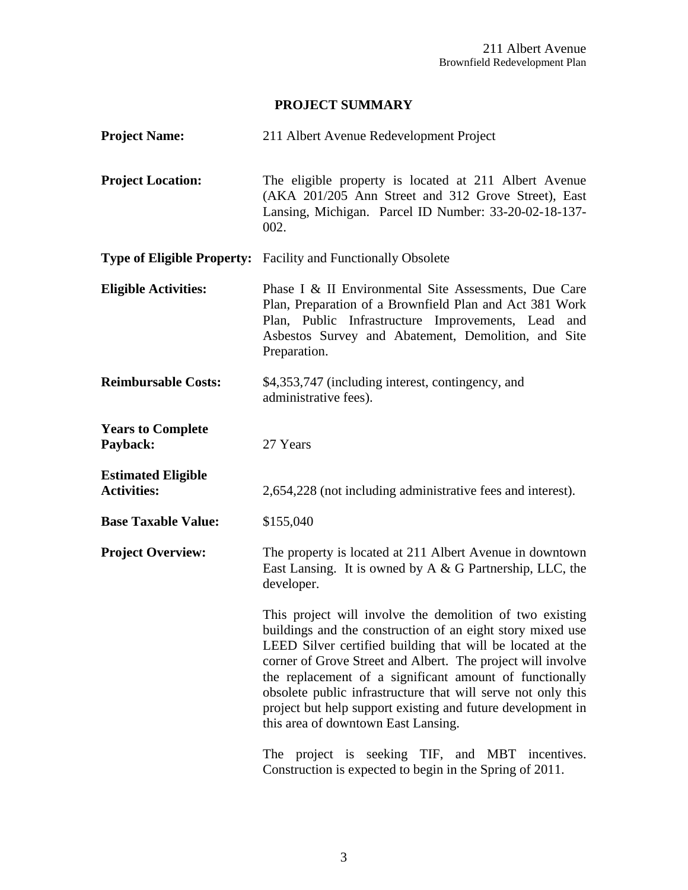## PROJECT SUMMARY

**Project Name:** 211 Albert Avenue Redevelopment Project

**Project Location:** The eligible property is located at 211 Albert Avenue (AKA 201/205 Ann Street and 312 Grove Street), East Lansing, Michigan. Parcel ID Number: 33-20-02-18-137-002.

**Type of Eligible Property:** Facility and Functionally Obsolete

**Eligible Activities:** Phase I & II Environmental Site Assessments, Due Care Plan, Preparation of a Brownfield Plan and Act 381 Work Plan, Public Infrastructure Improvements, Lead and Asbestos Survey and Abatement, Demolition, and Site Preparation.

**Reimbursable Costs:** $4,353,747 (including interest, contingency, and administrative fees).

**Years to Complete Payback:** 27 Years

**Estimated Eligible Activities:** 2,654,228 (not including administrative fees and interest).

**Base Taxable Value:** $155,040

**Project Overview:** The property is located at 211 Albert Avenue in downtown East Lansing. It is owned by A & G Partnership, LLC, the developer.

This project will involve the demolition of two existing buildings and the construction of an eight story mixed use LEED Silver certified building that will be located at the corner of Grove Street and Albert. The project will involve the replacement of a significant amount of functionally obsolete public infrastructure that will serve not only this project but help support existing and future development in this area of downtown East Lansing.

The project is seeking TIF, and MBT incentives. Construction is expected to begin in the Spring of 2011.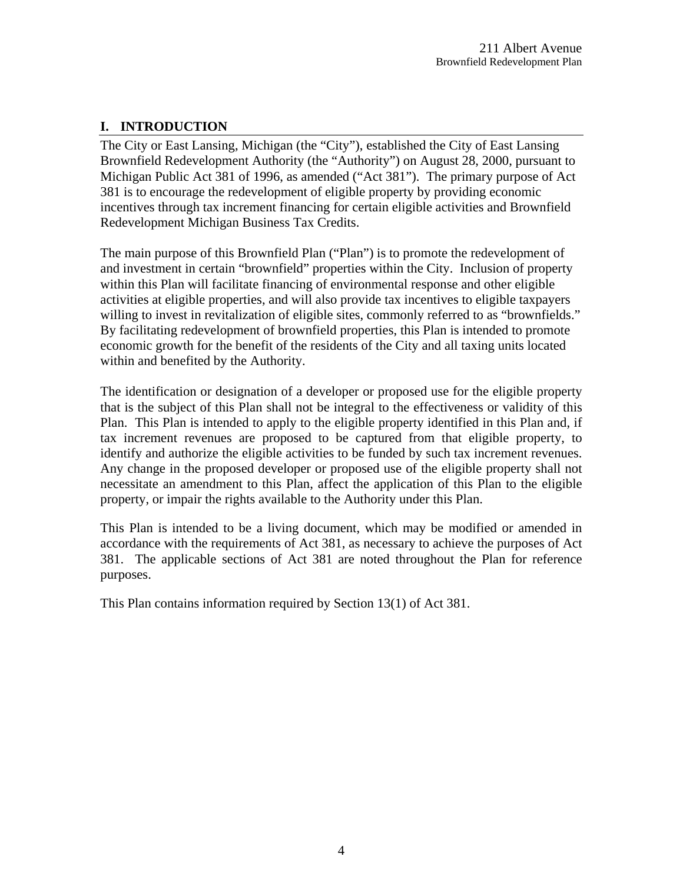## I. INTRODUCTION

The City or East Lansing, Michigan (the "City"), established the City of East Lansing Brownfield Redevelopment Authority (the "Authority") on August 28, 2000, pursuant to Michigan Public Act 381 of 1996, as amended ("Act 381"). The primary purpose of Act 381 is to encourage the redevelopment of eligible property by providing economic incentives through tax increment financing for certain eligible activities and Brownfield Redevelopment Michigan Business Tax Credits.

The main purpose of this Brownfield Plan ("Plan") is to promote the redevelopment of and investment in certain "brownfield" properties within the City. Inclusion of property within this Plan will facilitate financing of environmental response and other eligible activities at eligible properties, and will also provide tax incentives to eligible taxpayers willing to invest in revitalization of eligible sites, commonly referred to as "brownfields." By facilitating redevelopment of brownfield properties, this Plan is intended to promote economic growth for the benefit of the residents of the City and all taxing units located within and benefited by the Authority.

The identification or designation of a developer or proposed use for the eligible property that is the subject of this Plan shall not be integral to the effectiveness or validity of this Plan. This Plan is intended to apply to the eligible property identified in this Plan and, if tax increment revenues are proposed to be captured from that eligible property, to identify and authorize the eligible activities to be funded by such tax increment revenues. Any change in the proposed developer or proposed use of the eligible property shall not necessitate an amendment to this Plan, affect the application of this Plan to the eligible property, or impair the rights available to the Authority under this Plan.

This Plan is intended to be a living document, which may be modified or amended in accordance with the requirements of Act 381, as necessary to achieve the purposes of Act 381. The applicable sections of Act 381 are noted throughout the Plan for reference purposes.

This Plan contains information required by Section 13(1) of Act 381.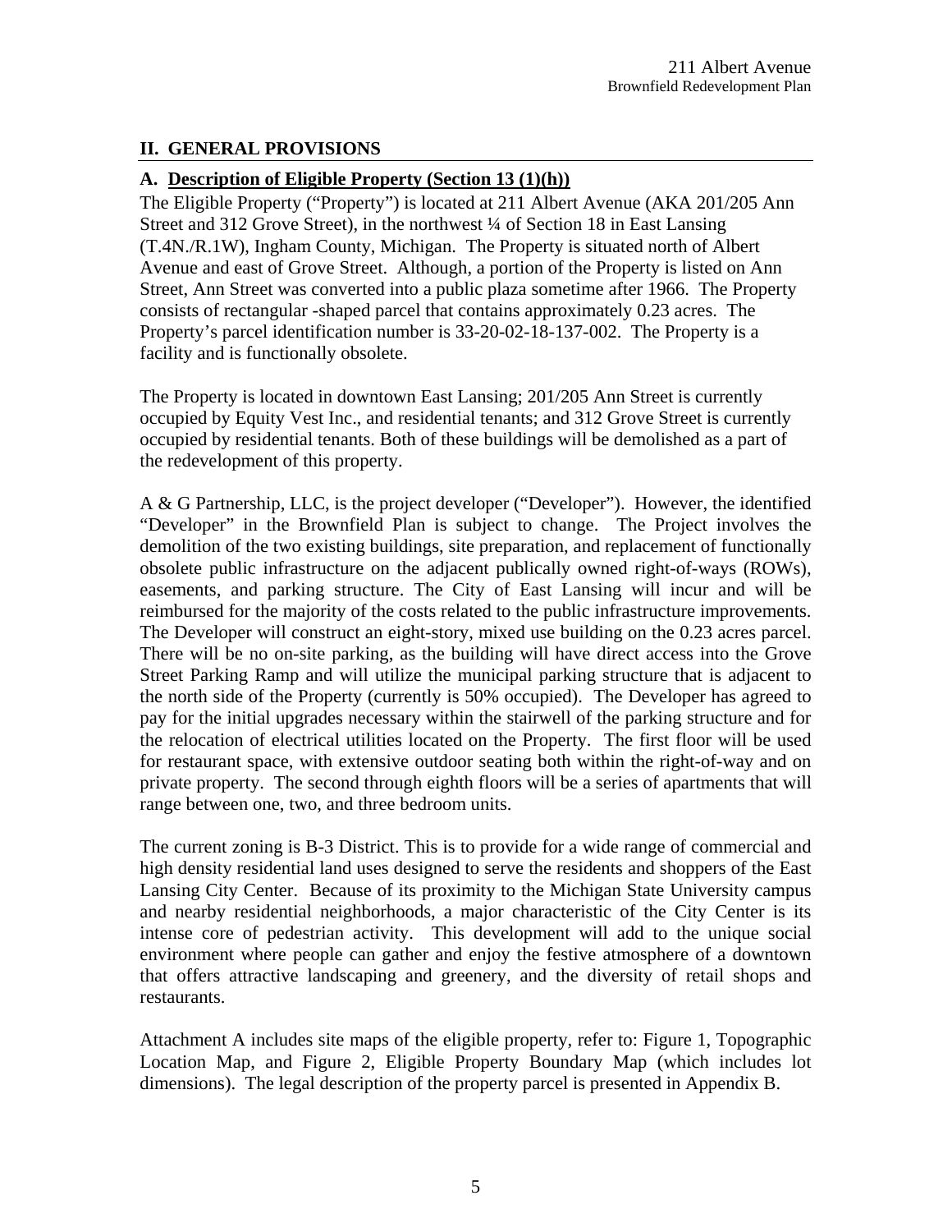## II. GENERAL PROVISIONS

### A. Description of Eligible Property (Section 13 (1)(h))

The Eligible Property ("Property") is located at 211 Albert Avenue (AKA 201/205 Ann Street and 312 Grove Street), in the northwest ¼ of Section 18 in East Lansing (T.4N./R.1W), Ingham County, Michigan. The Property is situated north of Albert Avenue and east of Grove Street. Although, a portion of the Property is listed on Ann Street, Ann Street was converted into a public plaza sometime after 1966. The Property consists of rectangular -shaped parcel that contains approximately 0.23 acres. The Property's parcel identification number is 33-20-02-18-137-002. The Property is a facility and is functionally obsolete.

The Property is located in downtown East Lansing; 201/205 Ann Street is currently occupied by Equity Vest Inc., and residential tenants; and 312 Grove Street is currently occupied by residential tenants. Both of these buildings will be demolished as a part of the redevelopment of this property.

A & G Partnership, LLC, is the project developer ("Developer"). However, the identified "Developer" in the Brownfield Plan is subject to change. The Project involves the demolition of the two existing buildings, site preparation, and replacement of functionally obsolete public infrastructure on the adjacent publically owned right-of-ways (ROWs), easements, and parking structure. The City of East Lansing will incur and will be reimbursed for the majority of the costs related to the public infrastructure improvements. The Developer will construct an eight-story, mixed use building on the 0.23 acres parcel. There will be no on-site parking, as the building will have direct access into the Grove Street Parking Ramp and will utilize the municipal parking structure that is adjacent to the north side of the Property (currently is 50% occupied). The Developer has agreed to pay for the initial upgrades necessary within the stairwell of the parking structure and for the relocation of electrical utilities located on the Property. The first floor will be used for restaurant space, with extensive outdoor seating both within the right-of-way and on private property. The second through eighth floors will be a series of apartments that will range between one, two, and three bedroom units.

The current zoning is B-3 District. This is to provide for a wide range of commercial and high density residential land uses designed to serve the residents and shoppers of the East Lansing City Center. Because of its proximity to the Michigan State University campus and nearby residential neighborhoods, a major characteristic of the City Center is its intense core of pedestrian activity. This development will add to the unique social environment where people can gather and enjoy the festive atmosphere of a downtown that offers attractive landscaping and greenery, and the diversity of retail shops and restaurants.

Attachment A includes site maps of the eligible property, refer to: Figure 1, Topographic Location Map, and Figure 2, Eligible Property Boundary Map (which includes lot dimensions). The legal description of the property parcel is presented in Appendix B.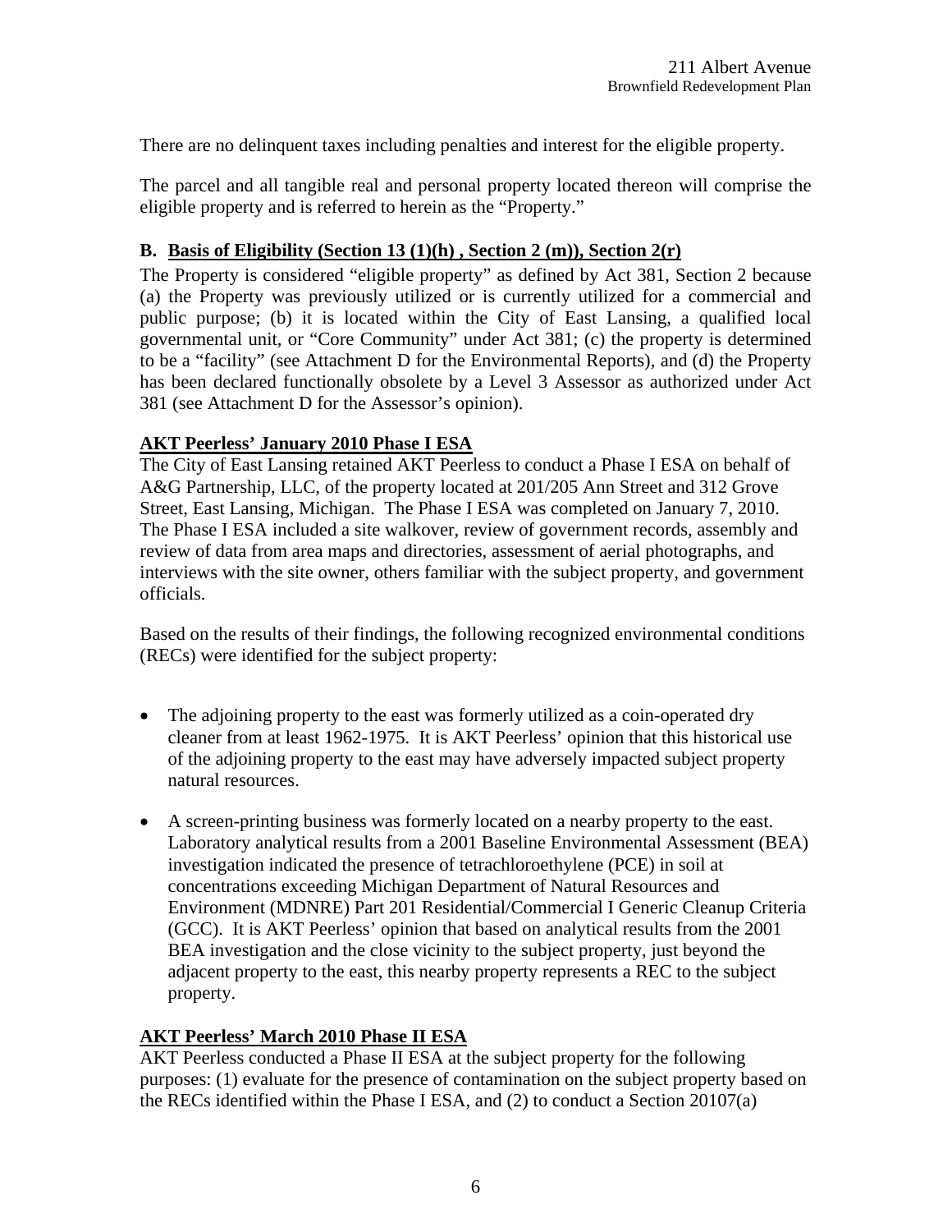There are no delinquent taxes including penalties and interest for the eligible property.

The parcel and all tangible real and personal property located thereon will comprise the eligible property and is referred to herein as the "Property."

### B. Basis of Eligibility (Section 13 (1)(h) , Section 2 (m)), Section 2(r)

The Property is considered "eligible property" as defined by Act 381, Section 2 because (a) the Property was previously utilized or is currently utilized for a commercial and public purpose; (b) it is located within the City of East Lansing, a qualified local governmental unit, or "Core Community" under Act 381; (c) the property is determined to be a "facility" (see Attachment D for the Environmental Reports), and (d) the Property has been declared functionally obsolete by a Level 3 Assessor as authorized under Act 381 (see Attachment D for the Assessor's opinion).

**AKT Peerless' January 2010 Phase I ESA**

The City of East Lansing retained AKT Peerless to conduct a Phase I ESA on behalf of A&G Partnership, LLC, of the property located at 201/205 Ann Street and 312 Grove Street, East Lansing, Michigan. The Phase I ESA was completed on January 7, 2010. The Phase I ESA included a site walkover, review of government records, assembly and review of data from area maps and directories, assessment of aerial photographs, and interviews with the site owner, others familiar with the subject property, and government officials.

Based on the results of their findings, the following recognized environmental conditions (RECs) were identified for the subject property:

- The adjoining property to the east was formerly utilized as a coin-operated dry cleaner from at least 1962-1975. It is AKT Peerless' opinion that this historical use of the adjoining property to the east may have adversely impacted subject property natural resources.
- A screen-printing business was formerly located on a nearby property to the east. Laboratory analytical results from a 2001 Baseline Environmental Assessment (BEA) investigation indicated the presence of tetrachloroethylene (PCE) in soil at concentrations exceeding Michigan Department of Natural Resources and Environment (MDNRE) Part 201 Residential/Commercial I Generic Cleanup Criteria (GCC). It is AKT Peerless' opinion that based on analytical results from the 2001 BEA investigation and the close vicinity to the subject property, just beyond the adjacent property to the east, this nearby property represents a REC to the subject property.

**AKT Peerless' March 2010 Phase II ESA**

AKT Peerless conducted a Phase II ESA at the subject property for the following purposes: (1) evaluate for the presence of contamination on the subject property based on the RECs identified within the Phase I ESA, and (2) to conduct a Section 20107(a)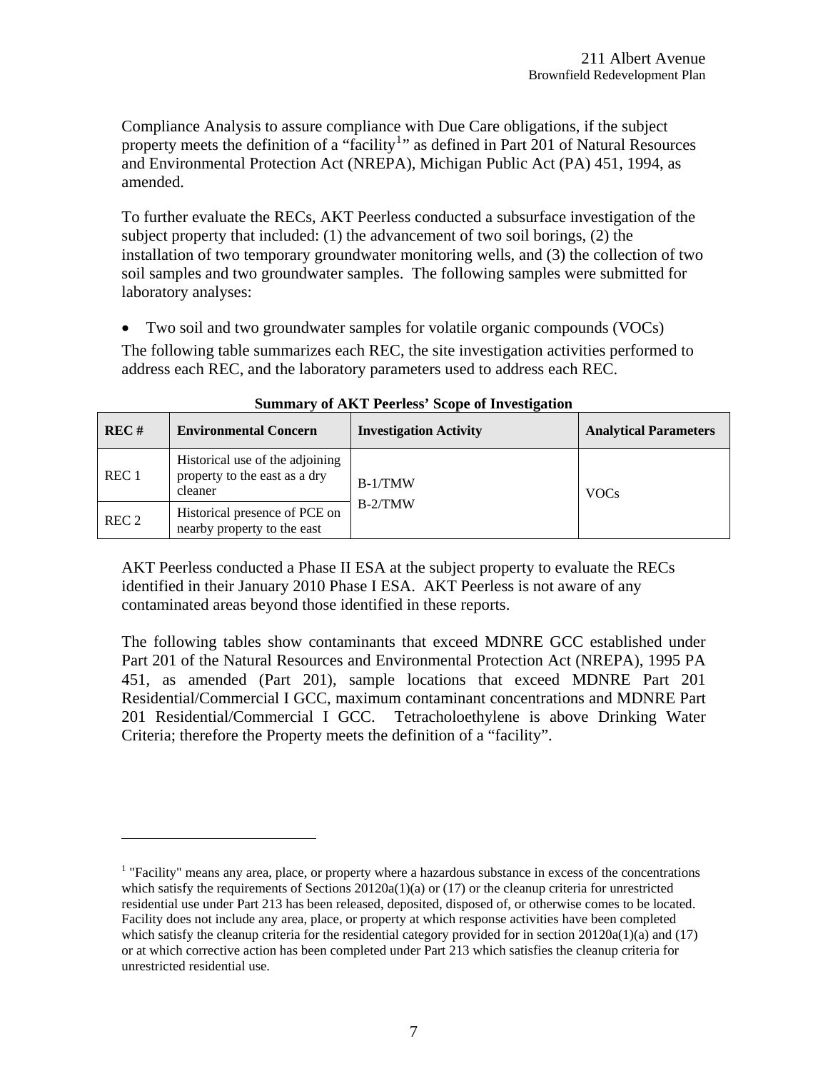Compliance Analysis to assure compliance with Due Care obligations, if the subject property meets the definition of a "facility[1]" as defined in Part 201 of Natural Resources and Environmental Protection Act (NREPA), Michigan Public Act (PA) 451, 1994, as amended.

To further evaluate the RECs, AKT Peerless conducted a subsurface investigation of the subject property that included: (1) the advancement of two soil borings, (2) the installation of two temporary groundwater monitoring wells, and (3) the collection of two soil samples and two groundwater samples. The following samples were submitted for laboratory analyses:

- Two soil and two groundwater samples for volatile organic compounds (VOCs)

The following table summarizes each REC, the site investigation activities performed to address each REC, and the laboratory parameters used to address each REC.

**Summary of AKT Peerless' Scope of Investigation**

| REC # | Environmental Concern | Investigation Activity | Analytical Parameters |
|---|---|---|---|
| REC 1 | Historical use of the adjoining property to the east as a dry cleaner | B-1/TMW<br>B-2/TMW | VOCs |
| REC 2 | Historical presence of PCE on nearby property to the east | | |

AKT Peerless conducted a Phase II ESA at the subject property to evaluate the RECs identified in their January 2010 Phase I ESA. AKT Peerless is not aware of any contaminated areas beyond those identified in these reports.

The following tables show contaminants that exceed MDNRE GCC established under Part 201 of the Natural Resources and Environmental Protection Act (NREPA), 1995 PA 451, as amended (Part 201), sample locations that exceed MDNRE Part 201 Residential/Commercial I GCC, maximum contaminant concentrations and MDNRE Part 201 Residential/Commercial I GCC. Tetracholoethylene is above Drinking Water Criteria; therefore the Property meets the definition of a "facility".

[1] "Facility" means any area, place, or property where a hazardous substance in excess of the concentrations which satisfy the requirements of Sections 20120a(1)(a) or (17) or the cleanup criteria for unrestricted residential use under Part 213 has been released, deposited, disposed of, or otherwise comes to be located. Facility does not include any area, place, or property at which response activities have been completed which satisfy the cleanup criteria for the residential category provided for in section 20120a(1)(a) and (17) or at which corrective action has been completed under Part 213 which satisfies the cleanup criteria for unrestricted residential use.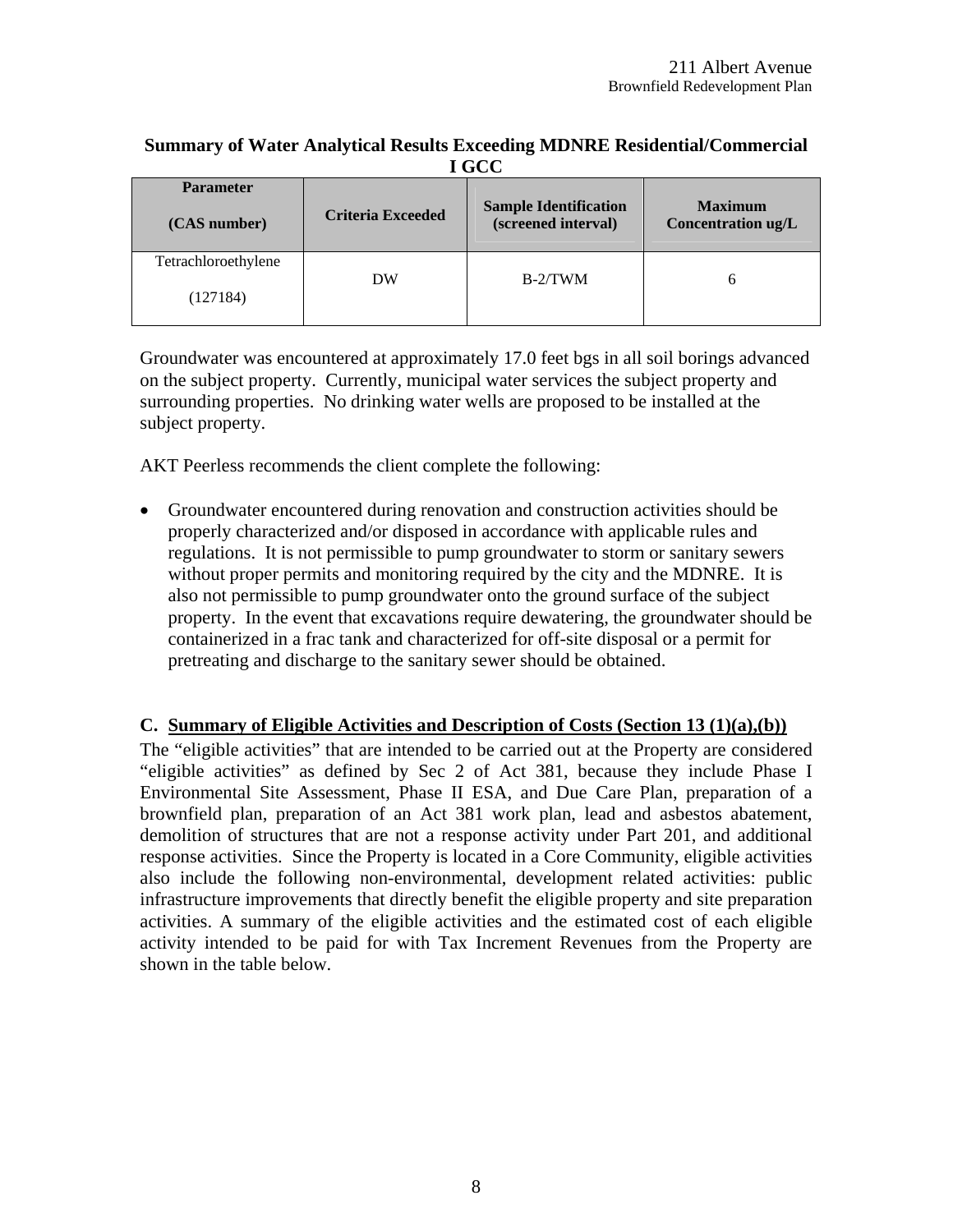**Summary of Water Analytical Results Exceeding MDNRE Residential/Commercial I GCC**

| Parameter (CAS number) | Criteria Exceeded | Sample Identification (screened interval) | Maximum Concentration ug/L |
|---|---|---|---|
| Tetrachloroethylene (127184) | DW | B-2/TWM | 6 |

Groundwater was encountered at approximately 17.0 feet bgs in all soil borings advanced on the subject property. Currently, municipal water services the subject property and surrounding properties. No drinking water wells are proposed to be installed at the subject property.

AKT Peerless recommends the client complete the following:

- Groundwater encountered during renovation and construction activities should be properly characterized and/or disposed in accordance with applicable rules and regulations. It is not permissible to pump groundwater to storm or sanitary sewers without proper permits and monitoring required by the city and the MDNRE. It is also not permissible to pump groundwater onto the ground surface of the subject property. In the event that excavations require dewatering, the groundwater should be containerized in a frac tank and characterized for off-site disposal or a permit for pretreating and discharge to the sanitary sewer should be obtained.

## C. Summary of Eligible Activities and Description of Costs (Section 13 (1)(a),(b))

The "eligible activities" that are intended to be carried out at the Property are considered "eligible activities" as defined by Sec 2 of Act 381, because they include Phase I Environmental Site Assessment, Phase II ESA, and Due Care Plan, preparation of a brownfield plan, preparation of an Act 381 work plan, lead and asbestos abatement, demolition of structures that are not a response activity under Part 201, and additional response activities. Since the Property is located in a Core Community, eligible activities also include the following non-environmental, development related activities: public infrastructure improvements that directly benefit the eligible property and site preparation activities. A summary of the eligible activities and the estimated cost of each eligible activity intended to be paid for with Tax Increment Revenues from the Property are shown in the table below.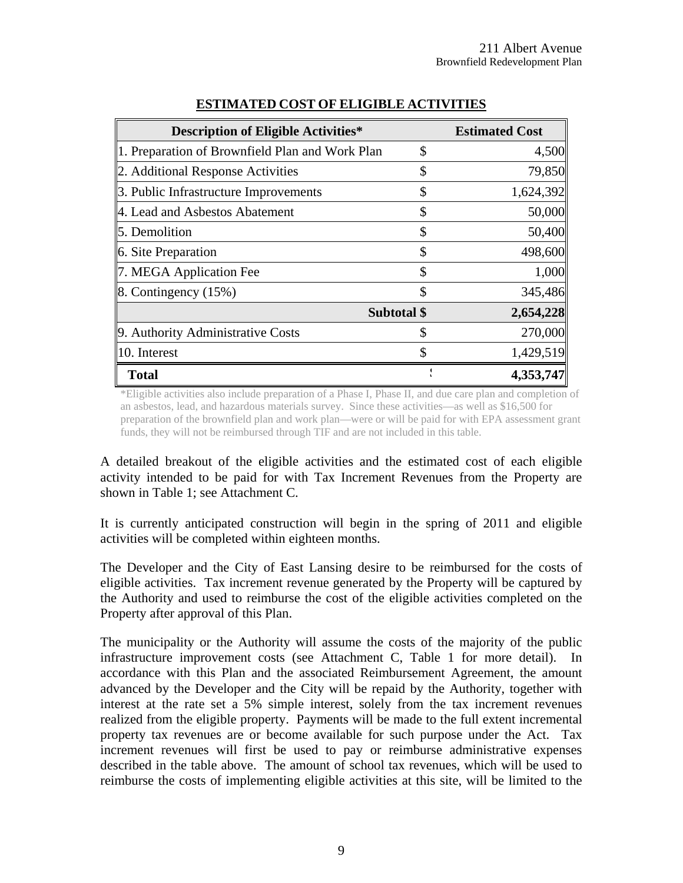## ESTIMATED COST OF ELIGIBLE ACTIVITIES

| Description of Eligible Activities* | | Estimated Cost |
|---|---|---|
| 1. Preparation of Brownfield Plan and Work Plan | $ | 4,500 |
| 2. Additional Response Activities | $ | 79,850 |
| 3. Public Infrastructure Improvements | $ | 1,624,392 |
| 4. Lead and Asbestos Abatement | $ | 50,000 |
| 5. Demolition | $ | 50,400 |
| 6. Site Preparation | $ | 498,600 |
| 7. MEGA Application Fee | $ | 1,000 |
| 8. Contingency (15%) | $ | 345,486 |
| **Subtotal** | **$** | **2,654,228** |
| 9. Authority Administrative Costs | $ | 270,000 |
| 10. Interest | $ | 1,429,519 |
| **Total** | $ | **4,353,747** |

*Eligible activities also include preparation of a Phase I, Phase II, and due care plan and completion of an asbestos, lead, and hazardous materials survey. Since these activities—as well as $16,500 for preparation of the brownfield plan and work plan—were or will be paid for with EPA assessment grant funds, they will not be reimbursed through TIF and are not included in this table.

A detailed breakout of the eligible activities and the estimated cost of each eligible activity intended to be paid for with Tax Increment Revenues from the Property are shown in Table 1; see Attachment C.

It is currently anticipated construction will begin in the spring of 2011 and eligible activities will be completed within eighteen months.

The Developer and the City of East Lansing desire to be reimbursed for the costs of eligible activities. Tax increment revenue generated by the Property will be captured by the Authority and used to reimburse the cost of the eligible activities completed on the Property after approval of this Plan.

The municipality or the Authority will assume the costs of the majority of the public infrastructure improvement costs (see Attachment C, Table 1 for more detail). In accordance with this Plan and the associated Reimbursement Agreement, the amount advanced by the Developer and the City will be repaid by the Authority, together with interest at the rate set a 5% simple interest, solely from the tax increment revenues realized from the eligible property. Payments will be made to the full extent incremental property tax revenues are or become available for such purpose under the Act. Tax increment revenues will first be used to pay or reimburse administrative expenses described in the table above. The amount of school tax revenues, which will be used to reimburse the costs of implementing eligible activities at this site, will be limited to the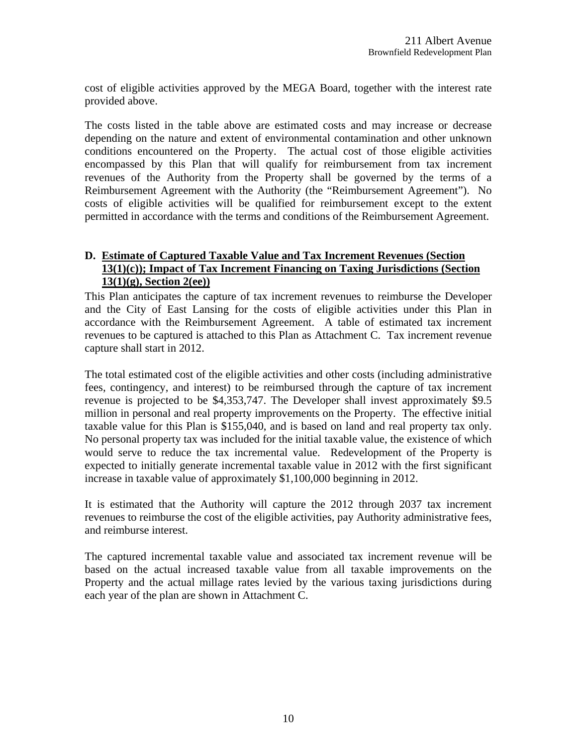cost of eligible activities approved by the MEGA Board, together with the interest rate provided above.

The costs listed in the table above are estimated costs and may increase or decrease depending on the nature and extent of environmental contamination and other unknown conditions encountered on the Property. The actual cost of those eligible activities encompassed by this Plan that will qualify for reimbursement from tax increment revenues of the Authority from the Property shall be governed by the terms of a Reimbursement Agreement with the Authority (the "Reimbursement Agreement"). No costs of eligible activities will be qualified for reimbursement except to the extent permitted in accordance with the terms and conditions of the Reimbursement Agreement.

### D. Estimate of Captured Taxable Value and Tax Increment Revenues (Section 13(1)(c)); Impact of Tax Increment Financing on Taxing Jurisdictions (Section 13(1)(g), Section 2(ee))

This Plan anticipates the capture of tax increment revenues to reimburse the Developer and the City of East Lansing for the costs of eligible activities under this Plan in accordance with the Reimbursement Agreement. A table of estimated tax increment revenues to be captured is attached to this Plan as Attachment C. Tax increment revenue capture shall start in 2012.

The total estimated cost of the eligible activities and other costs (including administrative fees, contingency, and interest) to be reimbursed through the capture of tax increment revenue is projected to be $4,353,747. The Developer shall invest approximately $9.5 million in personal and real property improvements on the Property. The effective initial taxable value for this Plan is $155,040, and is based on land and real property tax only. No personal property tax was included for the initial taxable value, the existence of which would serve to reduce the tax incremental value. Redevelopment of the Property is expected to initially generate incremental taxable value in 2012 with the first significant increase in taxable value of approximately $1,100,000 beginning in 2012.

It is estimated that the Authority will capture the 2012 through 2037 tax increment revenues to reimburse the cost of the eligible activities, pay Authority administrative fees, and reimburse interest.

The captured incremental taxable value and associated tax increment revenue will be based on the actual increased taxable value from all taxable improvements on the Property and the actual millage rates levied by the various taxing jurisdictions during each year of the plan are shown in Attachment C.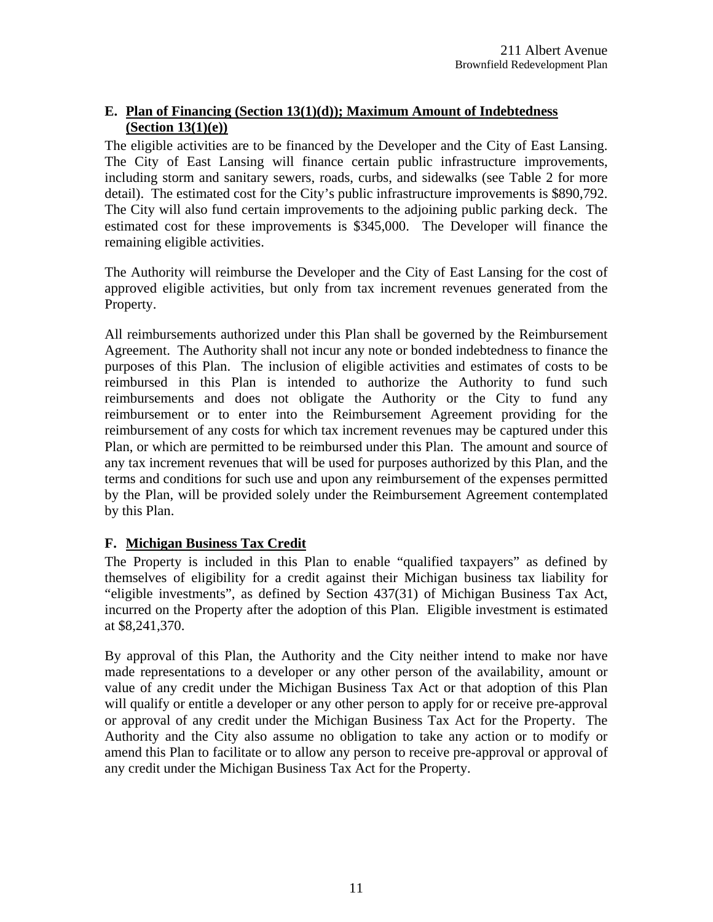## E. Plan of Financing (Section 13(1)(d)); Maximum Amount of Indebtedness (Section 13(1)(e))

The eligible activities are to be financed by the Developer and the City of East Lansing. The City of East Lansing will finance certain public infrastructure improvements, including storm and sanitary sewers, roads, curbs, and sidewalks (see Table 2 for more detail). The estimated cost for the City's public infrastructure improvements is $890,792. The City will also fund certain improvements to the adjoining public parking deck. The estimated cost for these improvements is $345,000. The Developer will finance the remaining eligible activities.

The Authority will reimburse the Developer and the City of East Lansing for the cost of approved eligible activities, but only from tax increment revenues generated from the Property.

All reimbursements authorized under this Plan shall be governed by the Reimbursement Agreement. The Authority shall not incur any note or bonded indebtedness to finance the purposes of this Plan. The inclusion of eligible activities and estimates of costs to be reimbursed in this Plan is intended to authorize the Authority to fund such reimbursements and does not obligate the Authority or the City to fund any reimbursement or to enter into the Reimbursement Agreement providing for the reimbursement of any costs for which tax increment revenues may be captured under this Plan, or which are permitted to be reimbursed under this Plan. The amount and source of any tax increment revenues that will be used for purposes authorized by this Plan, and the terms and conditions for such use and upon any reimbursement of the expenses permitted by the Plan, will be provided solely under the Reimbursement Agreement contemplated by this Plan.

## F. Michigan Business Tax Credit

The Property is included in this Plan to enable "qualified taxpayers" as defined by themselves of eligibility for a credit against their Michigan business tax liability for "eligible investments", as defined by Section 437(31) of Michigan Business Tax Act, incurred on the Property after the adoption of this Plan. Eligible investment is estimated at $8,241,370.

By approval of this Plan, the Authority and the City neither intend to make nor have made representations to a developer or any other person of the availability, amount or value of any credit under the Michigan Business Tax Act or that adoption of this Plan will qualify or entitle a developer or any other person to apply for or receive pre-approval or approval of any credit under the Michigan Business Tax Act for the Property. The Authority and the City also assume no obligation to take any action or to modify or amend this Plan to facilitate or to allow any person to receive pre-approval or approval of any credit under the Michigan Business Tax Act for the Property.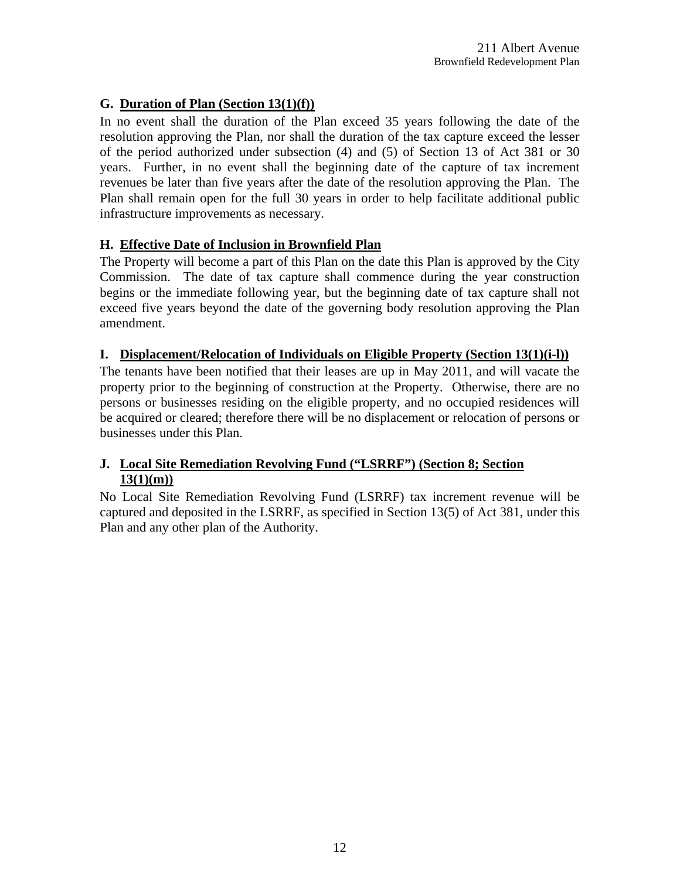### G. Duration of Plan (Section 13(1)(f))

In no event shall the duration of the Plan exceed 35 years following the date of the resolution approving the Plan, nor shall the duration of the tax capture exceed the lesser of the period authorized under subsection (4) and (5) of Section 13 of Act 381 or 30 years. Further, in no event shall the beginning date of the capture of tax increment revenues be later than five years after the date of the resolution approving the Plan. The Plan shall remain open for the full 30 years in order to help facilitate additional public infrastructure improvements as necessary.

### H. Effective Date of Inclusion in Brownfield Plan

The Property will become a part of this Plan on the date this Plan is approved by the City Commission. The date of tax capture shall commence during the year construction begins or the immediate following year, but the beginning date of tax capture shall not exceed five years beyond the date of the governing body resolution approving the Plan amendment.

### I. Displacement/Relocation of Individuals on Eligible Property (Section 13(1)(i-l))

The tenants have been notified that their leases are up in May 2011, and will vacate the property prior to the beginning of construction at the Property. Otherwise, there are no persons or businesses residing on the eligible property, and no occupied residences will be acquired or cleared; therefore there will be no displacement or relocation of persons or businesses under this Plan.

### J. Local Site Remediation Revolving Fund ("LSRRF") (Section 8; Section 13(1)(m))

No Local Site Remediation Revolving Fund (LSRRF) tax increment revenue will be captured and deposited in the LSRRF, as specified in Section 13(5) of Act 381, under this Plan and any other plan of the Authority.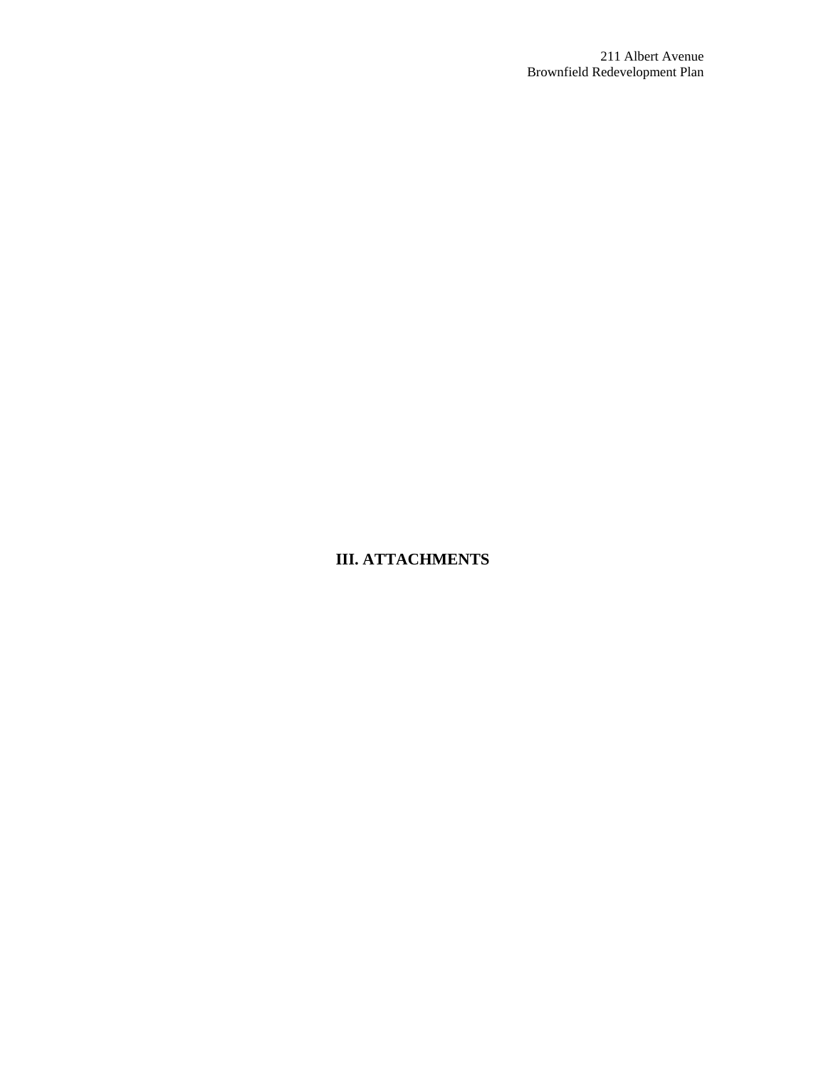# III. ATTACHMENTS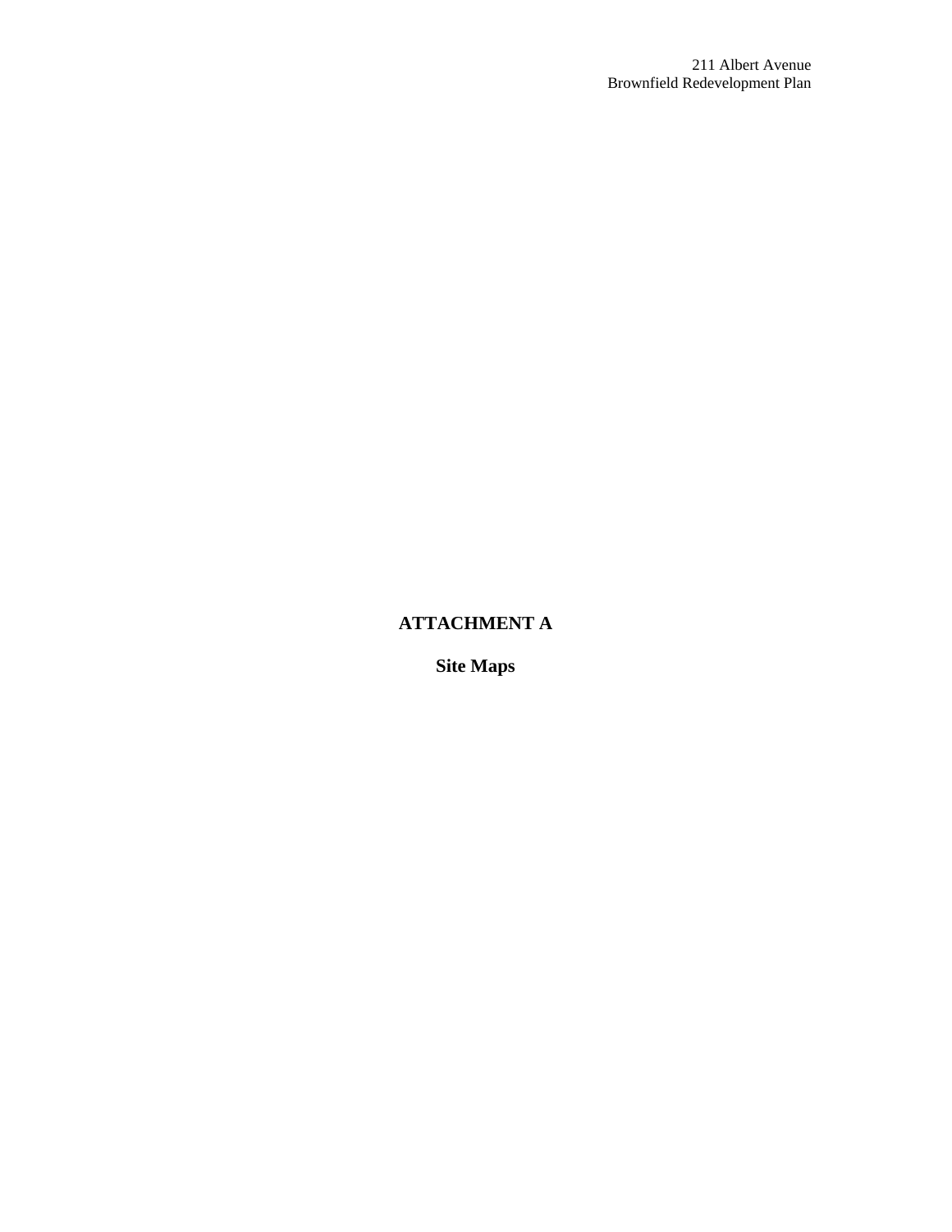# ATTACHMENT A

## Site Maps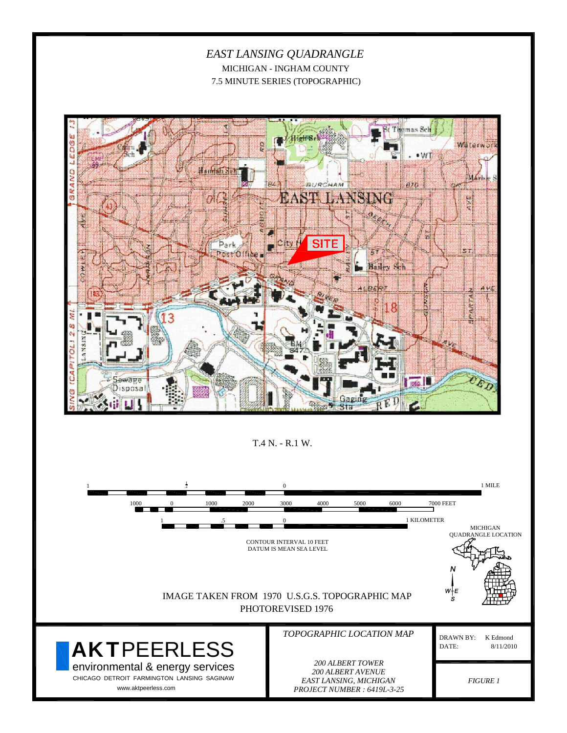# *EAST LANSING QUADRANGLE*

MICHIGAN - INGHAM COUNTY

7.5 MINUTE SERIES (TOPOGRAPHIC)

SITE

T.4 N. - R.1 W.

1 ½ 0 1 MILE

1000 0 1000 2000 3000 4000 5000 6000 7000 FEET

1 .5 0 1 KILOMETER

CONTOUR INTERVAL 10 FEET
DATUM IS MEAN SEA LEVEL

MICHIGAN
QUADRANGLE LOCATION

IMAGE TAKEN FROM 1970 U.S.G.S. TOPOGRAPHIC MAP
PHOTOREVISED 1976

**AKT**PEERLESS
environmental & energy services
CHICAGO DETROIT FARMINGTON LANSING SAGINAW
www.aktpeerless.com

*TOPOGRAPHIC LOCATION MAP*

*200 ALBERT TOWER*
*200 ALBERT AVENUE*
*EAST LANSING, MICHIGAN*
*PROJECT NUMBER : 6419L-3-25*

DRAWN BY: K Edmond
DATE: 8/11/2010

*FIGURE 1*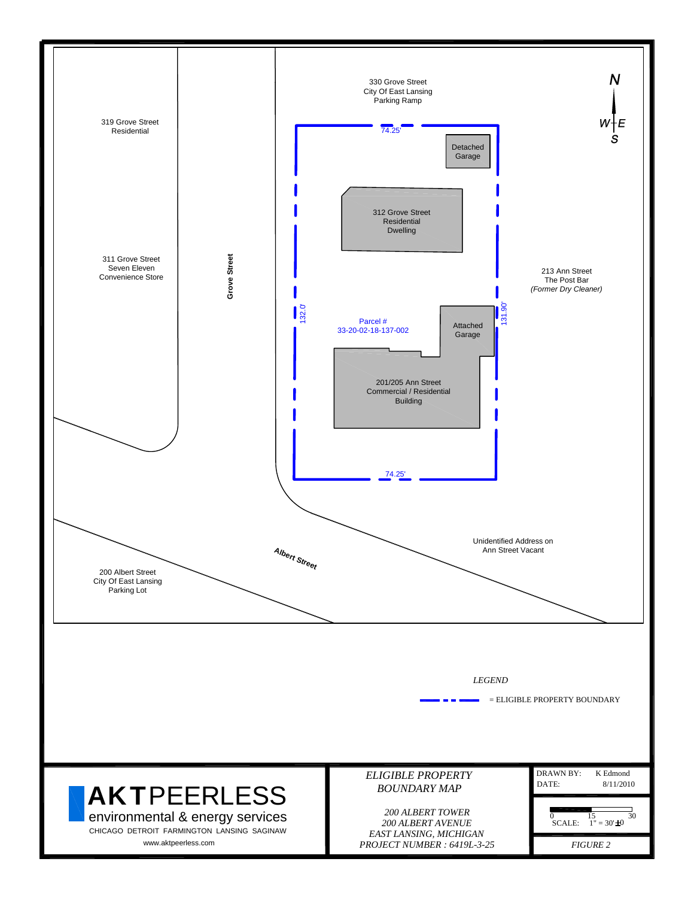330 Grove Street
City Of East Lansing
Parking Ramp

319 Grove Street
Residential

74.25'

Detached Garage

312 Grove Street
Residential
Dwelling

311 Grove Street
Seven Eleven
Convenience Store

**Grove Street**

213 Ann Street
The Post Bar
*(Former Dry Cleaner)*

132.0'

131.90'

Parcel #
33-20-02-18-137-002

Attached Garage

201/205 Ann Street
Commercial / Residential
Building

74.25'

Unidentified Address on
Ann Street Vacant

***Albert Street***

200 Albert Street
City Of East Lansing
Parking Lot

N / W / E / S

*LEGEND*

= ELIGIBLE PROPERTY BOUNDARY

**AKT**PEERLESS
environmental & energy services
CHICAGO DETROIT FARMINGTON LANSING SAGINAW
www.aktpeerless.com

*ELIGIBLE PROPERTY BOUNDARY MAP*

*200 ALBERT TOWER*
*200 ALBERT AVENUE*
*EAST LANSING, MICHIGAN*
*PROJECT NUMBER : 6419L-3-25*

DRAWN BY: K Edmond
DATE: 8/11/2010

0 15 30
SCALE: 1" = 30' ± 0

*FIGURE 2*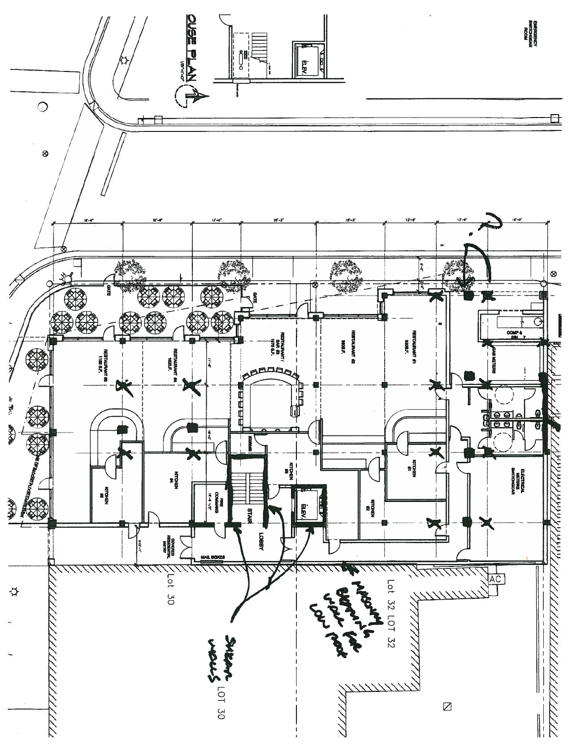EMERGENCY SWITCHGEAR ROOM

ELEV.

OUSE PLAN

1/8"=1'-0"

18'-6" 18'-8" 13'-0" 20'-3" 18'-3" 13'-9" 13'-9" 18'-0"

GATE

GATE

RESTAURANT #5
1100 S.F.

RESTAURANT #4
1020 S.F.

RESTAURANT / BAR #3
1170 S.F.

RESTAURANT #2
900 S.F.

RESTAURANT #1
900 S.F.

COMP & BIN

GAS METERS

KITCHEN #5

KITCHEN #4

KITCHEN #3

KITCHEN #2

KITCHEN #1

FIRE COMMAND

STAIR

ELEV.

LOBBY

COVERED RESIDENTIAL ENTRY

MAIL BOXES

ELECTRICAL METERS SWITCHGEAR

AC

Lot 30

Lot 32 LOT 32

LOT 30

?

masonry bearing wall for low roof

shear walls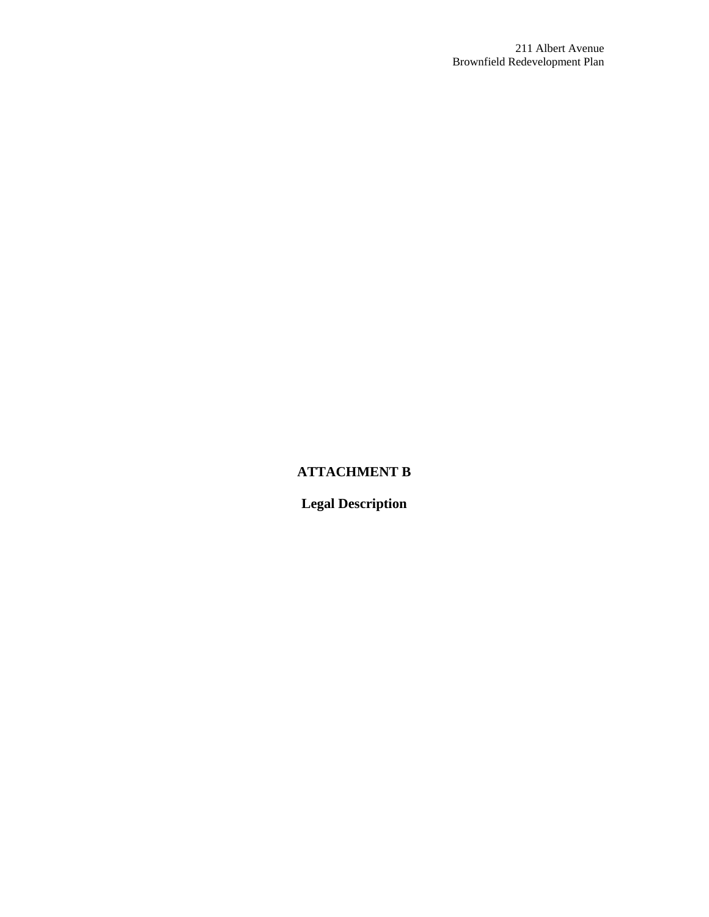# ATTACHMENT B

## Legal Description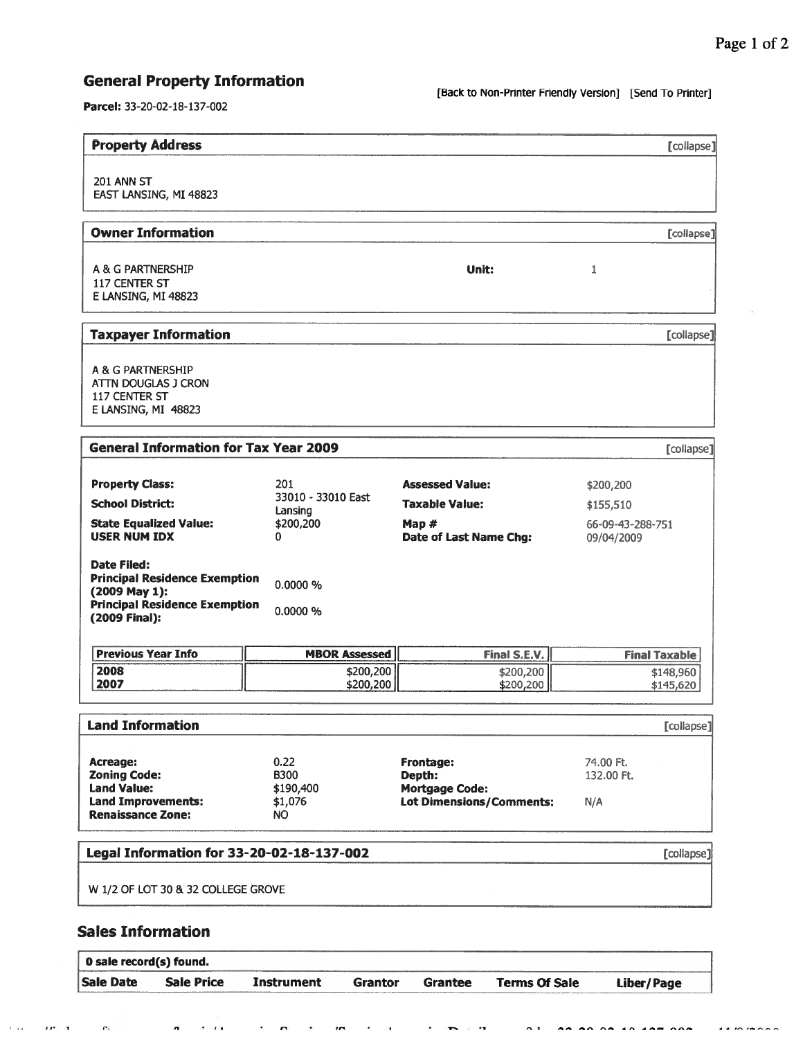## General Property Information

[Back to Non-Printer Friendly Version] [Send To Printer]

**Parcel:** 33-20-02-18-137-002

### Property Address

[collapse]

201 ANN ST
EAST LANSING, MI 48823

### Owner Information

[collapse]

A & G PARTNERSHIP
117 CENTER ST
E LANSING, MI 48823

**Unit:** 1

### Taxpayer Information

[collapse]

A & G PARTNERSHIP
ATTN DOUGLAS J CRON
117 CENTER ST
E LANSING, MI 48823

### General Information for Tax Year 2009

[collapse]

| | | | |
|---|---|---|---|
| **Property Class:** | 201 | **Assessed Value:** | $200,200 |
| **School District:** | 33010 - 33010 East Lansing | **Taxable Value:** | $155,510 |
| **State Equalized Value:** | $200,200 | **Map #** | 66-09-43-288-751 |
| **USER NUM IDX** | 0 | **Date of Last Name Chg:** | 09/04/2009 |
| **Date Filed:** | | | |
| **Principal Residence Exemption (2009 May 1):** | 0.0000 % | | |
| **Principal Residence Exemption (2009 Final):** | 0.0000 % | | |

| Previous Year Info | MBOR Assessed | Final S.E.V. | Final Taxable |
|---|---|---|---|
| 2008 | $200,200 | $200,200 | $148,960 |
| 2007 | $200,200 | $200,200 | $145,620 |

### Land Information

[collapse]

| | | | |
|---|---|---|---|
| **Acreage:** | 0.22 | **Frontage:** | 74.00 Ft. |
| **Zoning Code:** | B300 | **Depth:** | 132.00 Ft. |
| **Land Value:** | $190,400 | **Mortgage Code:** | |
| **Land Improvements:** | $1,076 | **Lot Dimensions/Comments:** | N/A |
| **Renaissance Zone:** | NO | | |

### Legal Information for 33-20-02-18-137-002

[collapse]

W 1/2 OF LOT 30 & 32 COLLEGE GROVE

## Sales Information

0 sale record(s) found.

| Sale Date | Sale Price | Instrument | Grantor | Grantee | Terms Of Sale | Liber/Page |
|---|---|---|---|---|---|---|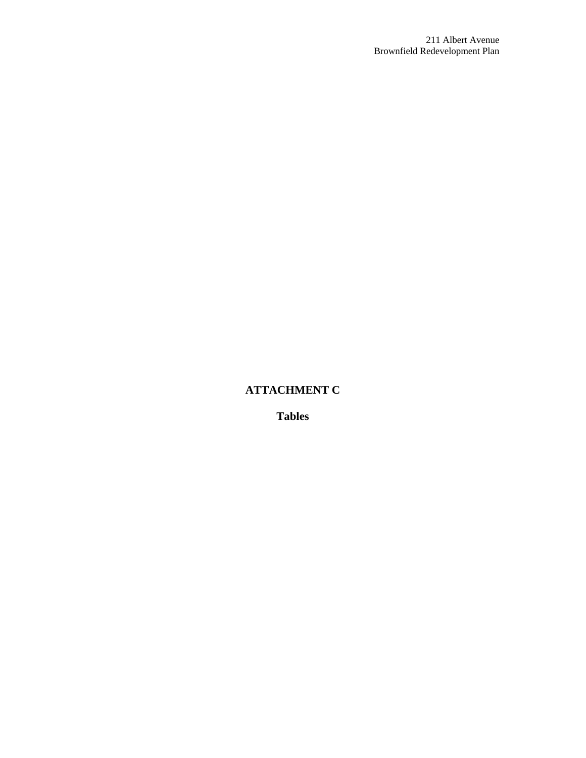# ATTACHMENT C

## Tables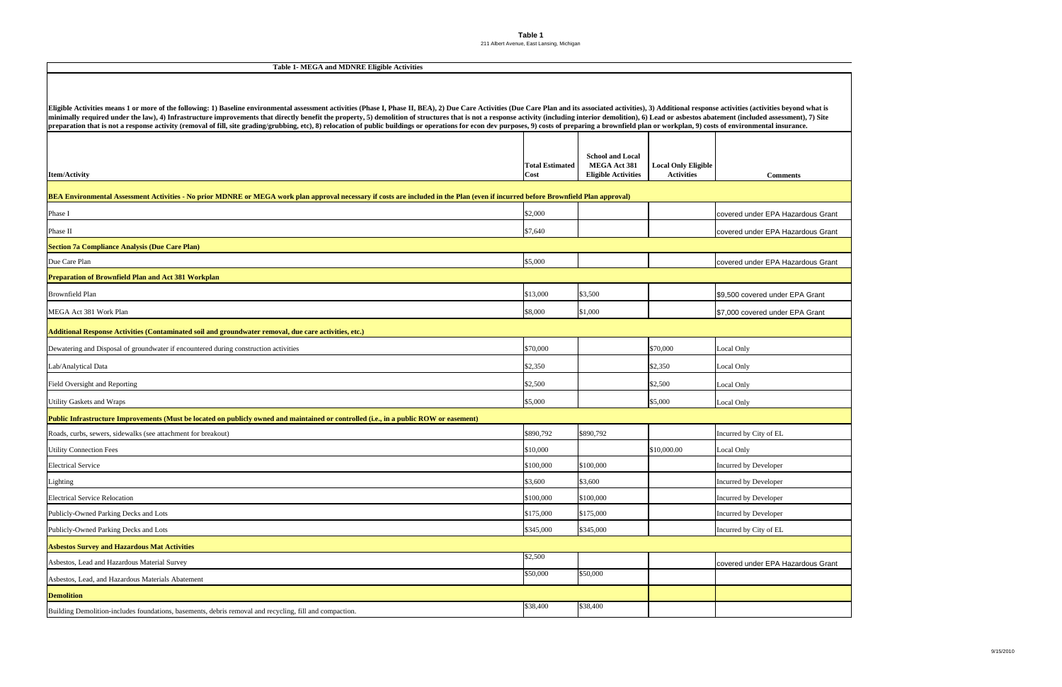**Table 1**

211 Albert Avenue, East Lansing, Michigan

| Table 1- MEGA and MDNRE Eligible Activities | | | | |
|---|---|---|---|---|
| **Eligible Activities means 1 or more of the following: 1) Baseline environmental assessment activities (Phase I, Phase II, BEA), 2) Due Care Activities (Due Care Plan and its associated activities), 3) Additional response activities (activities beyond what is minimally required under the law), 4) Infrastructure improvements that directly benefit the property, 5) demolition of structures that is not a response activity (including interior demolition), 6) Lead or asbestos abatement (included assessment), 7) Site preparation that is not a response activity (removal of fill, site grading/grubbing, etc), 8) relocation of public buildings or operations for econ dev purposes, 9) costs of preparing a brownfield plan or workplan, 9) costs of environmental insurance.** | | | | |
| **Item/Activity** | **Total Estimated Cost** | **School and Local MEGA Act 381 Eligible Activities** | **Local Only Eligible Activities** | **Comments** |
| **BEA Environmental Assessment Activities - No prior MDNRE or MEGA work plan approval necessary if costs are included in the Plan (even if incurred before Brownfield Plan approval)** | | | | |
| Phase I | $2,000 | | | covered under EPA Hazardous Grant |
| Phase II | $7,640 | | | covered under EPA Hazardous Grant |
| **Section 7a Compliance Analysis (Due Care Plan)** | | | | |
| Due Care Plan | $5,000 | | | covered under EPA Hazardous Grant |
| **Preparation of Brownfield Plan and Act 381 Workplan** | | | | |
| Brownfield Plan | $13,000 | $3,500 | | $9,500 covered under EPA Grant |
| MEGA Act 381 Work Plan | $8,000 | $1,000 | | $7,000 covered under EPA Grant |
| **Additional Response Activities (Contaminated soil and groundwater removal, due care activities, etc.)** | | | | |
| Dewatering and Disposal of groundwater if encountered during construction activities | $70,000 | | $70,000 | Local Only |
| Lab/Analytical Data | $2,350 | | $2,350 | Local Only |
| Field Oversight and Reporting | $2,500 | | $2,500 | Local Only |
| Utility Gaskets and Wraps | $5,000 | | $5,000 | Local Only |
| **Public Infrastructure Improvements (Must be located on publicly owned and maintained or controlled (i.e., in a public ROW or easement)** | | | | |
| Roads, curbs, sewers, sidewalks (see attachment for breakout) | $890,792 | $890,792 | | Incurred by City of EL |
| Utility Connection Fees | $10,000 | | $10,000.00 | Local Only |
| Electrical Service | $100,000 | $100,000 | | Incurred by Developer |
| Lighting | $3,600 | $3,600 | | Incurred by Developer |
| Electrical Service Relocation | $100,000 | $100,000 | | Incurred by Developer |
| Publicly-Owned Parking Decks and Lots | $175,000 | $175,000 | | Incurred by Developer |
| Publicly-Owned Parking Decks and Lots | $345,000 | $345,000 | | Incurred by City of EL |
| **Asbestos Survey and Hazardous Mat Activities** | | | | |
| Asbestos, Lead and Hazardous Material Survey | $2,500 | | | covered under EPA Hazardous Grant |
| Asbestos, Lead, and Hazardous Materials Abatement | $50,000 | $50,000 | | |
| **Demolition** | | | | |
| Building Demolition-includes foundations, basements, debris removal and recycling, fill and compaction. | $38,400 | $38,400 | | |

9/15/2010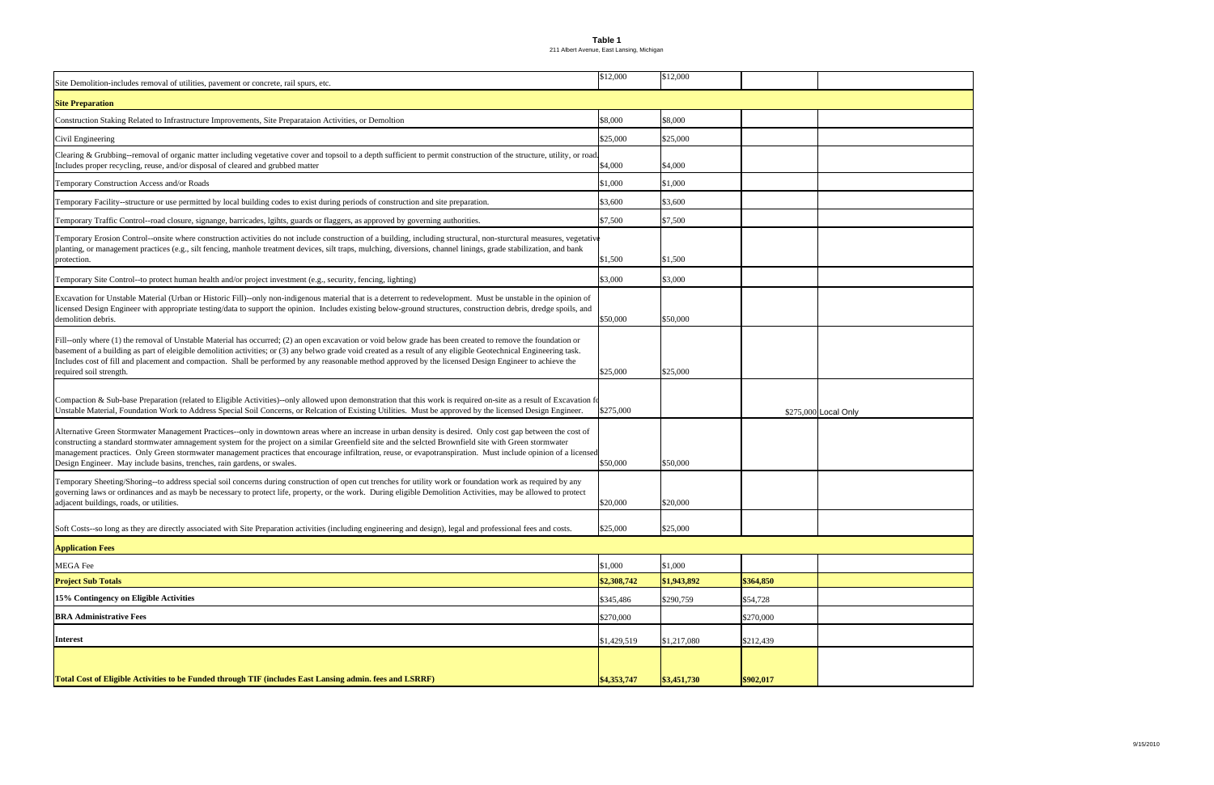**Table 1**

211 Albert Avenue, East Lansing, Michigan

| | | | | |
|---|---|---|---|---|
| Site Demolition-includes removal of utilities, pavement or concrete, rail spurs, etc. | $12,000 | $12,000 | | |
| **Site Preparation** | | | | |
| Construction Staking Related to Infrastructure Improvements, Site Preparataion Activities, or Demoltion | $8,000 | $8,000 | | |
| Civil Engineering | $25,000 | $25,000 | | |
| Clearing & Grubbing--removal of organic matter including vegetative cover and topsoil to a depth sufficient to permit construction of the structure, utility, or road. Includes proper recycling, reuse, and/or disposal of cleared and grubbed matter | $4,000 | $4,000 | | |
| Temporary Construction Access and/or Roads | $1,000 | $1,000 | | |
| Temporary Facility--structure or use permitted by local building codes to exist during periods of construction and site preparation. | $3,600 | $3,600 | | |
| Temporary Traffic Control--road closure, signange, barricades, lgihts, guards or flaggers, as approved by governing authorities. | $7,500 | $7,500 | | |
| Temporary Erosion Control--onsite where construction activities do not include construction of a building, including structural, non-sturctural measures, vegetative planting, or management practices (e.g., silt fencing, manhole treatment devices, silt traps, mulching, diversions, channel linings, grade stabilization, and bank protection. | $1,500 | $1,500 | | |
| Temporary Site Control--to protect human health and/or project investment (e.g., security, fencing, lighting) | $3,000 | $3,000 | | |
| Excavation for Unstable Material (Urban or Historic Fill)--only non-indigenous material that is a deterrent to redevelopment. Must be unstable in the opinion of licensed Design Engineer with appropriate testing/data to support the opinion. Includes existing below-ground structures, construction debris, dredge spoils, and demolition debris. | $50,000 | $50,000 | | |
| Fill--only where (1) the removal of Unstable Material has occurred; (2) an open excavation or void below grade has been created to remove the foundation or basement of a building as part of eleigible demolition activities; or (3) any belwo grade void created as a result of any eligible Geotechnical Engineering task. Includes cost of fill and placement and compaction. Shall be performed by any reasonable method approved by the licensed Design Engineer to achieve the required soil strength. | $25,000 | $25,000 | | |
| Compaction & Sub-base Preparation (related to Eligible Activities)--only allowed upon demonstration that this work is required on-site as a result of Excavation fo Unstable Material, Foundation Work to Address Special Soil Concerns, or Relcation of Existing Utilities. Must be approved by the licensed Design Engineer. | $275,000 | | | $275,000 Local Only |
| Alternative Green Stormwater Management Practices--only in downtown areas where an increase in urban density is desired. Only cost gap between the cost of constructing a standard stormwater amnagement system for the project on a similar Greenfield site and the selcted Brownfield site with Green stormwater management practices. Only Green stormwater management practices that encourage infiltration, reuse, or evapotranspiration. Must include opinion of a licensed Design Engineer. May include basins, trenches, rain gardens, or swales. | $50,000 | $50,000 | | |
| Temporary Sheeting/Shoring--to address special soil concerns during construction of open cut trenches for utility work or foundation work as required by any governing laws or ordinances and as mayb be necessary to protect life, property, or the work. During eligible Demolition Activities, may be allowed to protect adjacent buildings, roads, or utilities. | $20,000 | $20,000 | | |
| Soft Costs--so long as they are directly associated with Site Preparation activities (including engineering and design), legal and professional fees and costs. | $25,000 | $25,000 | | |
| **Application Fees** | | | | |
| MEGA Fee | $1,000 | $1,000 | | |
| **Project Sub Totals** | **$2,308,742** | **$1,943,892** | **$364,850** | |
| **15% Contingency on Eligible Activities** | $345,486 | $290,759 | $54,728 | |
| **BRA Administrative Fees** | $270,000 | | $270,000 | |
| **Interest** | $1,429,519 | $1,217,080 | $212,439 | |
| **Total Cost of Eligible Activities to be Funded through TIF (includes East Lansing admin. fees and LSRRF)** | **$4,353,747** | **$3,451,730** | **$902,017** | |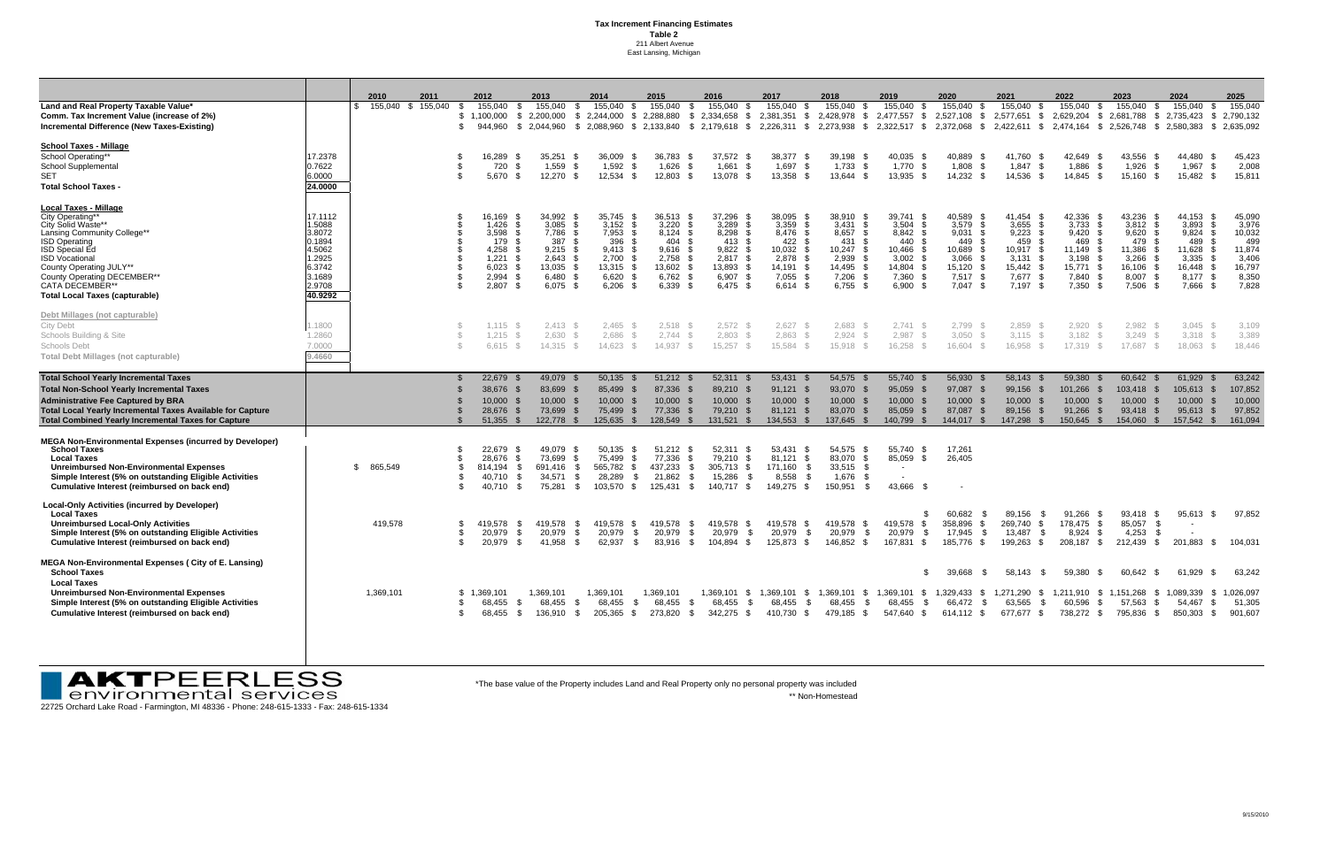# Tax Increment Financing Estimates

**Table 2**

211 Albert Avenue

East Lansing, Michigan

| | | 2010 | 2011 | 2012 | 2013 | 2014 | 2015 | 2016 | 2017 | 2018 | 2019 | 2020 | 2021 | 2022 | 2023 | 2024 | 2025 |
|---|---|---|---|---|---|---|---|---|---|---|---|---|---|---|---|---|---|
| **Land and Real Property Taxable Value*** | | $ 155,040 | $ 155,040 | $ 155,040 | $ 155,040 | $ 155,040 | $ 155,040 | $ 155,040 | $ 155,040 | $ 155,040 | $ 155,040 | $ 155,040 | $ 155,040 | $ 155,040 | $ 155,040 | $ 155,040 | $ 155,040 |
| **Comm. Tax Increment Value (increase of 2%)** | | | | $ 1,100,000 | $ 2,200,000 | $ 2,244,000 | $ 2,288,880 | $ 2,334,658 | $ 2,381,351 | $ 2,428,978 | $ 2,477,557 | $ 2,527,108 | $ 2,577,651 | $ 2,629,204 | $ 2,681,788 | $ 2,735,423 | $ 2,790,132 |
| **Incremental Difference (New Taxes-Existing)** | | | | $ 944,960 | $ 2,044,960 | $ 2,088,960 | $ 2,133,840 | $ 2,179,618 | $ 2,226,311 | $ 2,273,938 | $ 2,322,517 | $ 2,372,068 | $ 2,422,611 | $ 2,474,164 | $ 2,526,748 | $ 2,580,383 | $ 2,635,092 |
| **School Taxes - Millage** | | | | | | | | | | | | | | | | | |
| School Operating** | 17.2378 | | | $ 16,289 | $ 35,251 | $ 36,009 | $ 36,783 | $ 37,572 | $ 38,377 | $ 39,198 | $ 40,035 | $ 40,889 | $ 41,760 | $ 42,649 | $ 43,556 | $ 44,480 | $ 45,423 |
| School Supplemental | 0.7622 | | | $ 720 | $ 1,559 | $ 1,592 | $ 1,626 | $ 1,661 | $ 1,697 | $ 1,733 | $ 1,770 | $ 1,808 | $ 1,847 | $ 1,886 | $ 1,926 | $ 1,967 | $ 2,008 |
| SET | 6.0000 | | | $ 5,670 | $ 12,270 | $ 12,534 | $ 12,803 | $ 13,078 | $ 13,358 | $ 13,644 | $ 13,935 | $ 14,232 | $ 14,536 | $ 14,845 | $ 15,160 | $ 15,482 | $ 15,811 |
| **Total School Taxes -** | **24.0000** | | | | | | | | | | | | | | | | |
| **Local Taxes - Millage** | | | | | | | | | | | | | | | | | |
| City Operating** | 17.1112 | | | $ 16,169 | $ 34,992 | $ 35,745 | $ 36,513 | $ 37,296 | $ 38,095 | $ 38,910 | $ 39,741 | $ 40,589 | $ 41,454 | $ 42,336 | $ 43,236 | $ 44,153 | $ 45,090 |
| City Solid Waste** | 1.5088 | | | $ 1,426 | $ 3,085 | $ 3,152 | $ 3,220 | $ 3,289 | $ 3,359 | $ 3,431 | $ 3,504 | $ 3,579 | $ 3,655 | $ 3,733 | $ 3,812 | $ 3,893 | $ 3,976 |
| Lansing Community College** | 3.8072 | | | $ 3,598 | $ 7,786 | $ 7,953 | $ 8,124 | $ 8,298 | $ 8,476 | $ 8,657 | $ 8,842 | $ 9,031 | $ 9,223 | $ 9,420 | $ 9,620 | $ 9,824 | $ 10,032 |
| ISD Operating | 0.1894 | | | $ 179 | $ 387 | $ 396 | $ 404 | $ 413 | $ 422 | $ 431 | $ 440 | $ 449 | $ 459 | $ 469 | $ 479 | $ 489 | $ 499 |
| ISD Special Ed | 4.5062 | | | $ 4,258 | $ 9,215 | $ 9,413 | $ 9,616 | $ 9,822 | $ 10,032 | $ 10,247 | $ 10,466 | $ 10,689 | $ 10,917 | $ 11,149 | $ 11,386 | $ 11,628 | $ 11,874 |
| ISD Vocational | 1.2925 | | | $ 1,221 | $ 2,643 | $ 2,700 | $ 2,758 | $ 2,817 | $ 2,878 | $ 2,939 | $ 3,002 | $ 3,066 | $ 3,131 | $ 3,198 | $ 3,266 | $ 3,335 | $ 3,406 |
| County Operating JULY** | 6.3742 | | | $ 6,023 | $ 13,035 | $ 13,315 | $ 13,602 | $ 13,893 | $ 14,191 | $ 14,495 | $ 14,804 | $ 15,120 | $ 15,442 | $ 15,771 | $ 16,106 | $ 16,448 | $ 16,797 |
| County Operating DECEMBER** | 3.1689 | | | $ 2,994 | $ 6,480 | $ 6,620 | $ 6,762 | $ 6,907 | $ 7,055 | $ 7,206 | $ 7,360 | $ 7,517 | $ 7,677 | $ 7,840 | $ 8,007 | $ 8,177 | $ 8,350 |
| CATA DECEMBER** | 2.9708 | | | $ 2,807 | $ 6,075 | $ 6,206 | $ 6,339 | $ 6,475 | $ 6,614 | $ 6,755 | $ 6,900 | $ 7,047 | $ 7,197 | $ 7,350 | $ 7,506 | $ 7,666 | $ 7,828 |
| **Total Local Taxes (capturable)** | **40.9292** | | | | | | | | | | | | | | | | |
| **Debt Millages (not capturable)** | | | | | | | | | | | | | | | | | |
| City Debt | 1.1800 | | | $ 1,115 | $ 2,413 | $ 2,465 | $ 2,518 | $ 2,572 | $ 2,627 | $ 2,683 | $ 2,741 | $ 2,799 | $ 2,859 | $ 2,920 | $ 2,982 | $ 3,045 | $ 3,109 |
| Schools Building & Site | 1.2860 | | | $ 1,215 | $ 2,630 | $ 2,686 | $ 2,744 | $ 2,803 | $ 2,863 | $ 2,924 | $ 2,987 | $ 3,050 | $ 3,115 | $ 3,182 | $ 3,249 | $ 3,318 | $ 3,389 |
| Schools Debt | 7.0000 | | | $ 6,615 | $ 14,315 | $ 14,623 | $ 14,937 | $ 15,257 | $ 15,584 | $ 15,918 | $ 16,258 | $ 16,604 | $ 16,958 | $ 17,319 | $ 17,687 | $ 18,063 | $ 18,446 |
| **Total Debt Millages (not capturable)** | **9.4660** | | | | | | | | | | | | | | | | |
| **Total School Yearly Incremental Taxes** | | | | $ 22,679 | $ 49,079 | $ 50,135 | $ 51,212 | $ 52,311 | $ 53,431 | $ 54,575 | $ 55,740 | $ 56,930 | $ 58,143 | $ 59,380 | $ 60,642 | $ 61,929 | $ 63,242 |
| **Total Non-School Yearly Incremental Taxes** | | | | $ 38,676 | $ 83,699 | $ 85,499 | $ 87,336 | $ 89,210 | $ 91,121 | $ 93,070 | $ 95,059 | $ 97,087 | $ 99,156 | $ 101,266 | $ 103,418 | $ 105,613 | $ 107,852 |
| **Administrative Fee Captured by BRA** | | | | $ 10,000 | $ 10,000 | $ 10,000 | $ 10,000 | $ 10,000 | $ 10,000 | $ 10,000 | $ 10,000 | $ 10,000 | $ 10,000 | $ 10,000 | $ 10,000 | $ 10,000 | $ 10,000 |
| **Total Local Yearly Incremental Taxes Available for Capture** | | | | $ 28,676 | $ 73,699 | $ 75,499 | $ 77,336 | $ 79,210 | $ 81,121 | $ 83,070 | $ 85,059 | $ 87,087 | $ 89,156 | $ 91,266 | $ 93,418 | $ 95,613 | $ 97,852 |
| **Total Combined Yearly Incremental Taxes for Capture** | | | | $ 51,355 | $ 122,778 | $ 125,635 | $ 128,549 | $ 131,521 | $ 134,553 | $ 137,645 | $ 140,799 | $ 144,017 | $ 147,298 | $ 150,645 | $ 154,060 | $ 157,542 | $ 161,094 |
| **MEGA Non-Environmental Expenses (incurred by Developer)** | | | | | | | | | | | | | | | | | |
| **School Taxes** | | | | $ 22,679 | $ 49,079 | $ 50,135 | $ 51,212 | $ 52,311 | $ 53,431 | $ 54,575 | $ 55,740 | $ 17,261 | | | | | |
| **Local Taxes** | | | | $ 28,676 | $ 73,699 | $ 75,499 | $ 77,336 | $ 79,210 | $ 81,121 | $ 83,070 | $ 85,059 | $ 26,405 | | | | | |
| **Unreimbursed Non-Environmental Expenses** | | $ 865,549 | | $ 814,194 | $ 691,416 | $ 565,782 | $ 437,233 | $ 305,713 | $ 171,160 | $ 33,515 | $ - | | | | | | |
| **Simple Interest (5% on outstanding Eligible Activities** | | | | $ 40,710 | $ 34,571 | $ 28,289 | $ 21,862 | $ 15,286 | $ 8,558 | $ 1,676 | $ - | | | | | | |
| **Cumulative Interest (reimbursed on back end)** | | | | $ 40,710 | $ 75,281 | $ 103,570 | $ 125,431 | $ 140,717 | $ 149,275 | $ 150,951 | $ 43,666 | $ - | | | | | |
| **Local-Only Activities (incurred by Developer)** | | | | | | | | | | | | | | | | | |
| **Local Taxes** | | | | | | | | | | | | $ 60,682 | $ 89,156 | $ 91,266 | $ 93,418 | $ 95,613 | $ 97,852 |
| **Unreimbursed Local-Only Activities** | | 419,578 | | $ 419,578 | $ 419,578 | $ 419,578 | $ 419,578 | $ 419,578 | $ 419,578 | $ 419,578 | $ 419,578 | $ 358,896 | $ 269,740 | $ 178,475 | $ 85,057 | $ - | |
| **Simple Interest (5% on outstanding Eligible Activities** | | | | $ 20,979 | $ 20,979 | $ 20,979 | $ 20,979 | $ 20,979 | $ 20,979 | $ 20,979 | $ 20,979 | $ 17,945 | $ 13,487 | $ 8,924 | $ 4,253 | $ - | |
| **Cumulative Interest (reimbursed on back end)** | | | | $ 20,979 | $ 41,958 | $ 62,937 | $ 83,916 | $ 104,894 | $ 125,873 | $ 146,852 | $ 167,831 | $ 185,776 | $ 199,263 | $ 208,187 | $ 212,439 | $ 201,883 | $ 104,031 |
| **MEGA Non-Environmental Expenses ( City of E. Lansing)** | | | | | | | | | | | | | | | | | |
| **School Taxes** | | | | | | | | | | | | $ 39,668 | $ 58,143 | $ 59,380 | $ 60,642 | $ 61,929 | $ 63,242 |
| **Local Taxes** | | | | | | | | | | | | | | | | | |
| **Unreimbursed Non-Environmental Expenses** | | 1,369,101 | | $ 1,369,101 | 1,369,101 | 1,369,101 | 1,369,101 | $ 1,369,101 | $ 1,369,101 | $ 1,369,101 | $ 1,369,101 | $ 1,329,433 | $ 1,271,290 | $ 1,211,910 | $ 1,151,268 | $ 1,089,339 | $ 1,026,097 |
| **Simple Interest (5% on outstanding Eligible Activities** | | | | $ 68,455 | $ 68,455 | $ 68,455 | $ 68,455 | $ 68,455 | $ 68,455 | $ 68,455 | $ 68,455 | $ 66,472 | $ 63,565 | $ 60,596 | $ 57,563 | $ 54,467 | $ 51,305 |
| **Cumulative Interest (reimbursed on back end)** | | | | $ 68,455 | $ 136,910 | $ 205,365 | $ 273,820 | $ 342,275 | $ 410,730 | $ 479,185 | $ 547,640 | $ 614,112 | $ 677,677 | $ 738,272 | $ 795,836 | $ 850,303 | $ 901,607 |

*The base value of the Property includes Land and Real Property only no personal property was included

** Non-Homestead

**AKT PEERLESS** environmental services

22725 Orchard Lake Road - Farmington, MI 48336 - Phone: 248-615-1333 - Fax: 248-615-1334

9/15/2010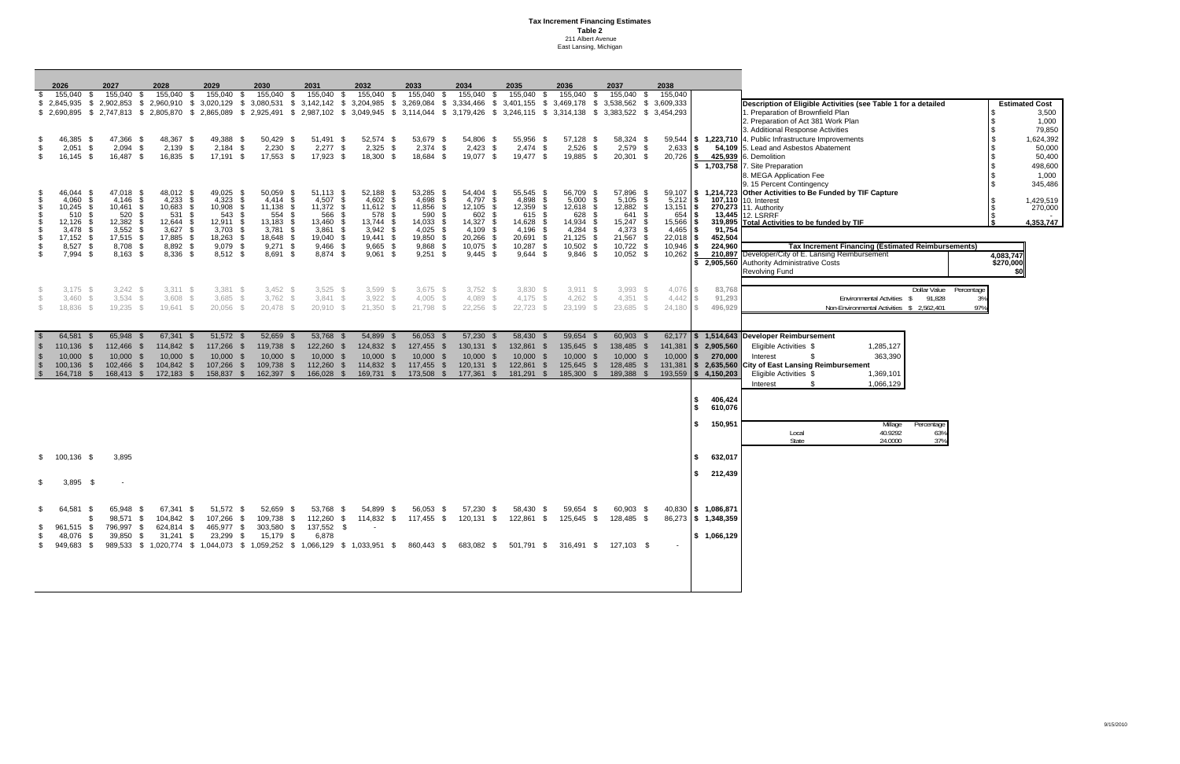# Tax Increment Financing Estimates

**Table 2**

211 Albert Avenue
East Lansing, Michigan

| 2026 | 2027 | 2028 | 2029 | 2030 | 2031 | 2032 | 2033 | 2034 | 2035 | 2036 | 2037 | 2038 | Total |
|---|---|---|---|---|---|---|---|---|---|---|---|---|---|
| $ 155,040 | $ 155,040 | $ 155,040 | $ 155,040 | $ 155,040 | $ 155,040 | $ 155,040 | $ 155,040 | $ 155,040 | $ 155,040 | $ 155,040 | $ 155,040 | $ 155,040 | |
| $ 2,845,935 | $ 2,902,853 | $ 2,960,910 | $ 3,020,129 | $ 3,080,531 | $ 3,142,142 | $ 3,204,985 | $ 3,269,084 | $ 3,334,466 | $ 3,401,155 | $ 3,469,178 | $ 3,538,562 | $ 3,609,333 | |
| $ 2,690,895 | $ 2,747,813 | $ 2,805,870 | $ 2,865,089 | $ 2,925,491 | $ 2,987,102 | $ 3,049,945 | $ 3,114,044 | $ 3,179,426 | $ 3,246,115 | $ 3,314,138 | $ 3,383,522 | $ 3,454,293 | |
| | | | | | | | | | | | | | |
| $ 46,385 | $ 47,366 | $ 48,367 | $ 49,388 | $ 50,429 | $ 51,491 | $ 52,574 | $ 53,679 | $ 54,806 | $ 55,956 | $ 57,128 | $ 58,324 | $ 59,544 | $ 1,223,710 |
| $ 2,051 | $ 2,094 | $ 2,139 | $ 2,184 | $ 2,230 | $ 2,277 | $ 2,325 | $ 2,374 | $ 2,423 | $ 2,474 | $ 2,526 | $ 2,579 | $ 2,633 | $ 54,109 |
| $ 16,145 | $ 16,487 | $ 16,835 | $ 17,191 | $ 17,553 | $ 17,923 | $ 18,300 | $ 18,684 | $ 19,077 | $ 19,477 | $ 19,885 | $ 20,301 | $ 20,726 | $ 425,939 |
| | | | | | | | | | | | | | $ 1,703,758 |
| $ 46,044 | $ 47,018 | $ 48,012 | $ 49,025 | $ 50,059 | $ 51,113 | $ 52,188 | $ 53,285 | $ 54,404 | $ 55,545 | $ 56,709 | $ 57,896 | $ 59,107 | $ 1,214,723 |
| $ 4,060 | $ 4,146 | $ 4,233 | $ 4,323 | $ 4,414 | $ 4,507 | $ 4,602 | $ 4,698 | $ 4,797 | $ 4,898 | $ 5,000 | $ 5,105 | $ 5,212 | $ 107,110 |
| $ 10,245 | $ 10,461 | $ 10,683 | $ 10,908 | $ 11,138 | $ 11,372 | $ 11,612 | $ 11,856 | $ 12,105 | $ 12,359 | $ 12,618 | $ 12,882 | $ 13,151 | $ 270,273 |
| $ 510 | $ 520 | $ 531 | $ 543 | $ 554 | $ 566 | $ 578 | $ 590 | $ 602 | $ 615 | $ 628 | $ 641 | $ 654 | $ 13,445 |
| $ 12,126 | $ 12,382 | $ 12,644 | $ 12,911 | $ 13,183 | $ 13,460 | $ 13,744 | $ 14,033 | $ 14,327 | $ 14,628 | $ 14,934 | $ 15,247 | $ 15,566 | $ 319,895 |
| $ 3,478 | $ 3,552 | $ 3,627 | $ 3,703 | $ 3,781 | $ 3,861 | $ 3,942 | $ 4,025 | $ 4,109 | $ 4,196 | $ 4,284 | $ 4,373 | $ 4,465 | $ 91,754 |
| $ 17,152 | $ 17,515 | $ 17,885 | $ 18,263 | $ 18,648 | $ 19,040 | $ 19,441 | $ 19,850 | $ 20,266 | $ 20,691 | $ 21,125 | $ 21,567 | $ 22,018 | $ 452,504 |
| $ 8,527 | $ 8,708 | $ 8,892 | $ 9,079 | $ 9,271 | $ 9,466 | $ 9,665 | $ 9,868 | $ 10,075 | $ 10,287 | $ 10,502 | $ 10,722 | $ 10,946 | $ 224,960 |
| $ 7,994 | $ 8,163 | $ 8,336 | $ 8,512 | $ 8,691 | $ 8,874 | $ 9,061 | $ 9,251 | $ 9,445 | $ 9,644 | $ 9,846 | $ 10,052 | $ 10,262 | $ 210,897 |
| | | | | | | | | | | | | | $ 2,905,560 |
| $ 3,175 | $ 3,242 | $ 3,311 | $ 3,381 | $ 3,452 | $ 3,525 | $ 3,599 | $ 3,675 | $ 3,752 | $ 3,830 | $ 3,911 | $ 3,993 | $ 4,076 | $ 83,768 |
| $ 3,460 | $ 3,534 | $ 3,608 | $ 3,685 | $ 3,762 | $ 3,841 | $ 3,922 | $ 4,005 | $ 4,089 | $ 4,175 | $ 4,262 | $ 4,351 | $ 4,442 | $ 91,293 |
| $ 18,836 | $ 19,235 | $ 19,641 | $ 20,056 | $ 20,478 | $ 20,910 | $ 21,350 | $ 21,798 | $ 22,256 | $ 22,723 | $ 23,199 | $ 23,685 | $ 24,180 | $ 496,929 |
| | | | | | | | | | | | | | |
| $ 64,581 | $ 65,948 | $ 67,341 | $ 51,572 | $ 52,659 | $ 53,768 | $ 54,899 | $ 56,053 | $ 57,230 | $ 58,430 | $ 59,654 | $ 60,903 | $ 62,177 | $ 1,514,643 |
| $ 110,136 | $ 112,466 | $ 114,842 | $ 117,266 | $ 119,738 | $ 122,260 | $ 124,832 | $ 127,455 | $ 130,131 | $ 132,861 | $ 135,645 | $ 138,485 | $ 141,381 | $ 2,905,560 |
| $ 10,000 | $ 10,000 | $ 10,000 | $ 10,000 | $ 10,000 | $ 10,000 | $ 10,000 | $ 10,000 | $ 10,000 | $ 10,000 | $ 10,000 | $ 10,000 | $ 10,000 | $ 270,000 |
| $ 100,136 | $ 102,466 | $ 104,842 | $ 107,266 | $ 109,738 | $ 112,260 | $ 114,832 | $ 117,455 | $ 120,131 | $ 122,861 | $ 125,645 | $ 128,485 | $ 131,381 | $ 2,635,560 |
| $ 164,718 | $ 168,413 | $ 172,183 | $ 158,837 | $ 162,397 | $ 166,028 | $ 169,731 | $ 173,508 | $ 177,361 | $ 181,291 | $ 185,300 | $ 189,388 | $ 193,559 | $ 4,150,203 |
| | | | | | | | | | | | | | $ 406,424 |
| | | | | | | | | | | | | | $ 610,076 |
| | | | | | | | | | | | | | $ 150,951 |
| $ 100,136 | $ 3,895 | | | | | | | | | | | | $ 632,017 |
| | | | | | | | | | | | | | $ 212,439 |
| $ 3,895 | $ - | | | | | | | | | | | | |
| $ 64,581 | $ 65,948 | $ 67,341 | $ 51,572 | $ 52,659 | $ 53,768 | $ 54,899 | $ 56,053 | $ 57,230 | $ 58,430 | $ 59,654 | $ 60,903 | $ 40,830 | $ 1,086,871 |
| | $ 98,571 | $ 104,842 | $ 107,266 | $ 109,738 | $ 112,260 | $ 114,832 | $ 117,455 | $ 120,131 | $ 122,861 | $ 125,645 | $ 128,485 | $ 86,273 | $ 1,348,359 |
| $ 961,515 | $ 796,997 | $ 624,814 | $ 465,977 | $ 303,580 | $ 137,552 | $ - | | | | | | | |
| $ 48,076 | $ 39,850 | $ 31,241 | $ 23,299 | $ 15,179 | $ 6,878 | | | | | | | | $ 1,066,129 |
| $ 949,683 | $ 989,533 | $ 1,020,774 | $ 1,044,073 | $ 1,059,252 | $ 1,066,129 | $ 1,033,951 | $ 860,443 | $ 683,082 | $ 501,791 | $ 316,491 | $ 127,103 | $ - | |

| Description of Eligible Activities (see Table 1 for a detailed | Estimated Cost |
|---|---|
| 1. Preparation of Brownfield Plan | $ 3,500 |
| 2. Preparation of Act 381 Work Plan | $ 1,000 |
| 3. Additional Response Activities | $ 79,850 |
| 4. Public Infrastructure Improvements | $ 1,624,392 |
| 5. Lead and Asbestos Abatement | $ 50,000 |
| 6. Demolition | $ 50,400 |
| 7. Site Preparation | $ 498,600 |
| 8. MEGA Application Fee | $ 1,000 |
| 9. 15 Percent Contingency | $ 345,486 |
| **Other Activities to Be Funded by TIF Capture** | |
| 10. Interest | $ 1,429,519 |
| 11. Authority | $ 270,000 |
| 12. LSRRF | $ - |
| **Total Activities to be funded by TIF** | **$ 4,353,747** |

| Tax Increment Financing (Estimated Reimbursements) | |
|---|---|
| Developer/City of E. Lansing Reimbursement | 4,083,747 |
| Authority Administrative Costs | $270,000 |
| Revolving Fund | $0 |

| | Dollar Value | Percentage |
|---|---|---|
| Environmental Activities | $ 91,828 | 3% |
| Non-Environmental Activities | $ 2,562,401 | 97% |

**Developer Reimbursement**

| | |
|---|---|
| Eligible Activities | $ 1,285,127 |
| Interest | $ 363,390 |

**City of East Lansing Reimbursement**

| | |
|---|---|
| Eligible Activities | $ 1,369,101 |
| Interest | $ 1,066,129 |

| | Millage | Percentage |
|---|---|---|
| Local | 40.9292 | 63% |
| State | 24.0000 | 37% |

9/15/2010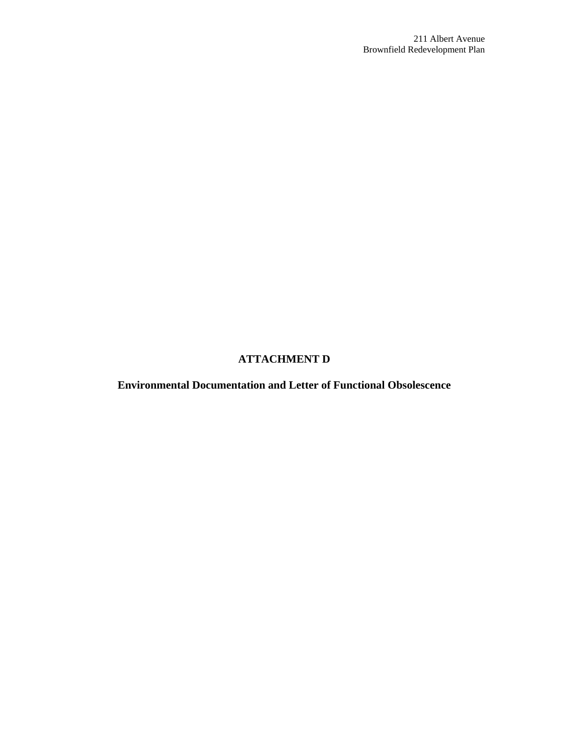# ATTACHMENT D

## Environmental Documentation and Letter of Functional Obsolescence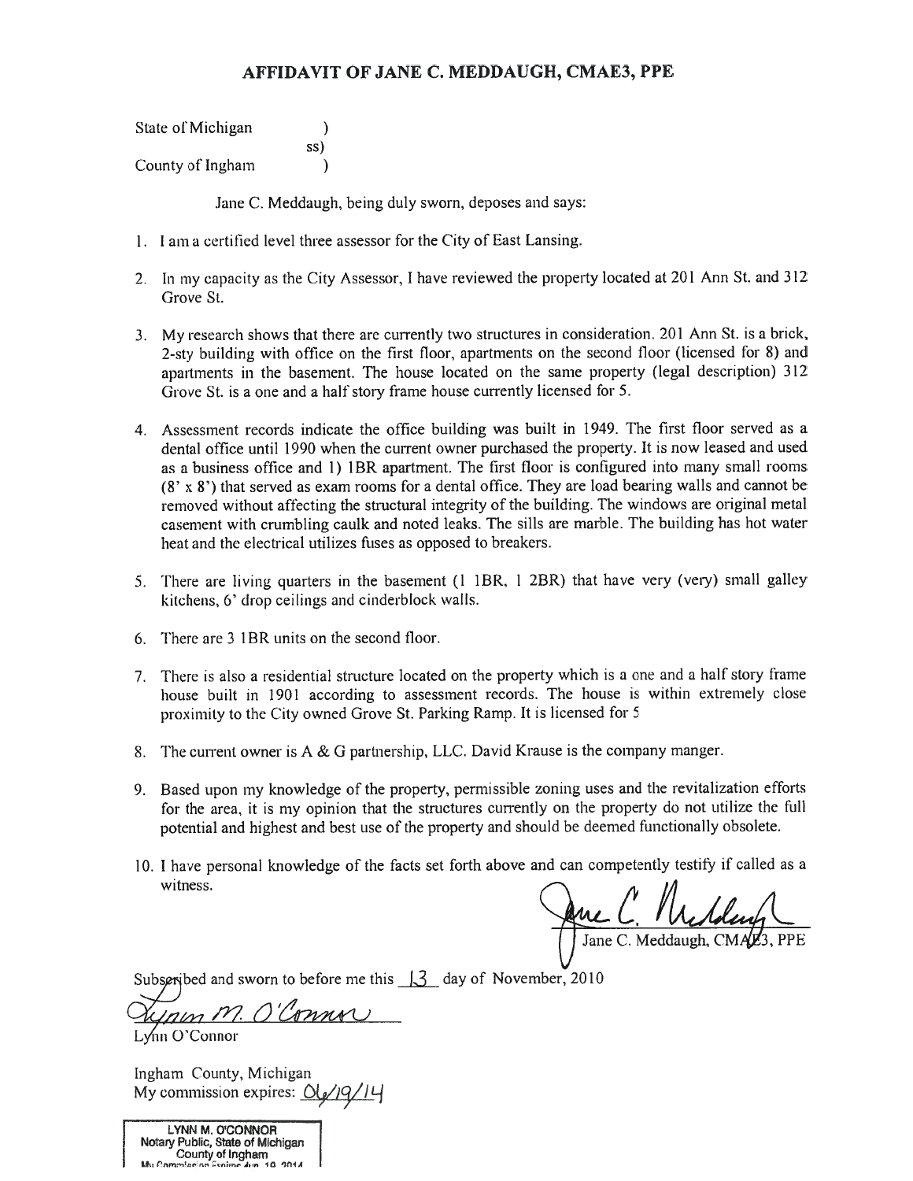# AFFIDAVIT OF JANE C. MEDDAUGH, CMAE3, PPE

State of Michigan )
ss)
County of Ingham )

Jane C. Meddaugh, being duly sworn, deposes and says:

1. I am a certified level three assessor for the City of East Lansing.

2. In my capacity as the City Assessor, I have reviewed the property located at 201 Ann St. and 312 Grove St.

3. My research shows that there are currently two structures in consideration. 201 Ann St. is a brick, 2-sty building with office on the first floor, apartments on the second floor (licensed for 8) and apartments in the basement. The house located on the same property (legal description) 312 Grove St. is a one and a half story frame house currently licensed for 5.

4. Assessment records indicate the office building was built in 1949. The first floor served as a dental office until 1990 when the current owner purchased the property. It is now leased and used as a business office and 1) 1BR apartment. The first floor is configured into many small rooms (8' x 8') that served as exam rooms for a dental office. They are load bearing walls and cannot be removed without affecting the structural integrity of the building. The windows are original metal casement with crumbling caulk and noted leaks. The sills are marble. The building has hot water heat and the electrical utilizes fuses as opposed to breakers.

5. There are living quarters in the basement (1 1BR, 1 2BR) that have very (very) small galley kitchens, 6' drop ceilings and cinderblock walls.

6. There are 3 1BR units on the second floor.

7. There is also a residential structure located on the property which is a one and a half story frame house built in 1901 according to assessment records. The house is within extremely close proximity to the City owned Grove St. Parking Ramp. It is licensed for 5

8. The current owner is A & G partnership, LLC. David Krause is the company manger.

9. Based upon my knowledge of the property, permissible zoning uses and the revitalization efforts for the area, it is my opinion that the structures currently on the property do not utilize the full potential and highest and best use of the property and should be deemed functionally obsolete.

10. I have personal knowledge of the facts set forth above and can competently testify if called as a witness.

Jane C. Meddaugh, CMAE3, PPE

Subscribed and sworn to before me this 13 day of November, 2010

Lynn M. O'Connor

Lynn O'Connor

Ingham County, Michigan
My commission expires: 06/19/14

LYNN M. O'CONNOR
Notary Public, State of Michigan
County of Ingham
My Commission Expires Jun. 19, 2014